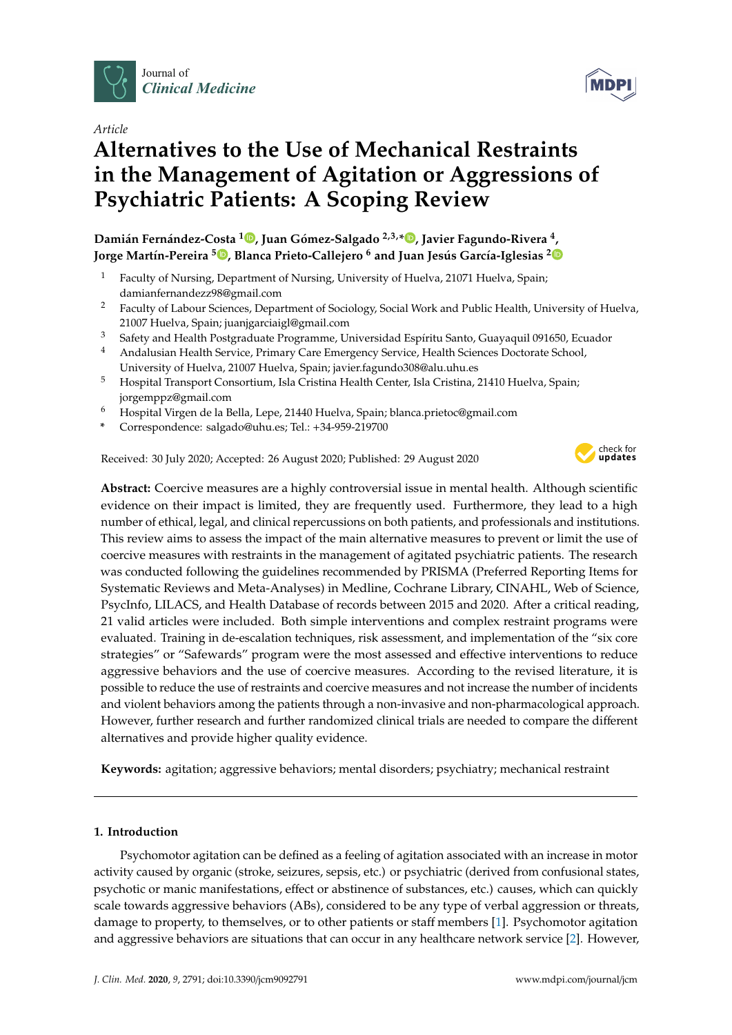Journal of *Clinical Medicine*

*Article*

# Alternatives to the Use of Mechanical Restraints in the Management of Agitation or Aggressions of Psychiatric Patients: A Scoping Review

**Damián Fernández-Costa [1], Juan Gómez-Salgado [2,3,*], Javier Fagundo-Rivera [4], Jorge Martín-Pereira [5], Blanca Prieto-Callejero [6] and Juan Jesús García-Iglesias [2]**

1. Faculty of Nursing, Department of Nursing, University of Huelva, 21071 Huelva, Spain; damianfernandezz98@gmail.com
2. Faculty of Labour Sciences, Department of Sociology, Social Work and Public Health, University of Huelva, 21007 Huelva, Spain; juanjgarciaigl@gmail.com
3. Safety and Health Postgraduate Programme, Universidad Espíritu Santo, Guayaquil 091650, Ecuador
4. Andalusian Health Service, Primary Care Emergency Service, Health Sciences Doctorate School, University of Huelva, 21007 Huelva, Spain; javier.fagundo308@alu.uhu.es
5. Hospital Transport Consortium, Isla Cristina Health Center, Isla Cristina, 21410 Huelva, Spain; jorgemppz@gmail.com
6. Hospital Virgen de la Bella, Lepe, 21440 Huelva, Spain; blanca.prietoc@gmail.com

\* Correspondence: salgado@uhu.es; Tel.: +34-959-219700

Received: 30 July 2020; Accepted: 26 August 2020; Published: 29 August 2020

**Abstract:** Coercive measures are a highly controversial issue in mental health. Although scientific evidence on their impact is limited, they are frequently used. Furthermore, they lead to a high number of ethical, legal, and clinical repercussions on both patients, and professionals and institutions. This review aims to assess the impact of the main alternative measures to prevent or limit the use of coercive measures with restraints in the management of agitated psychiatric patients. The research was conducted following the guidelines recommended by PRISMA (Preferred Reporting Items for Systematic Reviews and Meta-Analyses) in Medline, Cochrane Library, CINAHL, Web of Science, PsycInfo, LILACS, and Health Database of records between 2015 and 2020. After a critical reading, 21 valid articles were included. Both simple interventions and complex restraint programs were evaluated. Training in de-escalation techniques, risk assessment, and implementation of the "six core strategies" or "Safewards" program were the most assessed and effective interventions to reduce aggressive behaviors and the use of coercive measures. According to the revised literature, it is possible to reduce the use of restraints and coercive measures and not increase the number of incidents and violent behaviors among the patients through a non-invasive and non-pharmacological approach. However, further research and further randomized clinical trials are needed to compare the different alternatives and provide higher quality evidence.

**Keywords:** agitation; aggressive behaviors; mental disorders; psychiatry; mechanical restraint

## 1. Introduction

Psychomotor agitation can be defined as a feeling of agitation associated with an increase in motor activity caused by organic (stroke, seizures, sepsis, etc.) or psychiatric (derived from confusional states, psychotic or manic manifestations, effect or abstinence of substances, etc.) causes, which can quickly scale towards aggressive behaviors (ABs), considered to be any type of verbal aggression or threats, damage to property, to themselves, or to other patients or staff members [1]. Psychomotor agitation and aggressive behaviors are situations that can occur in any healthcare network service [2]. However,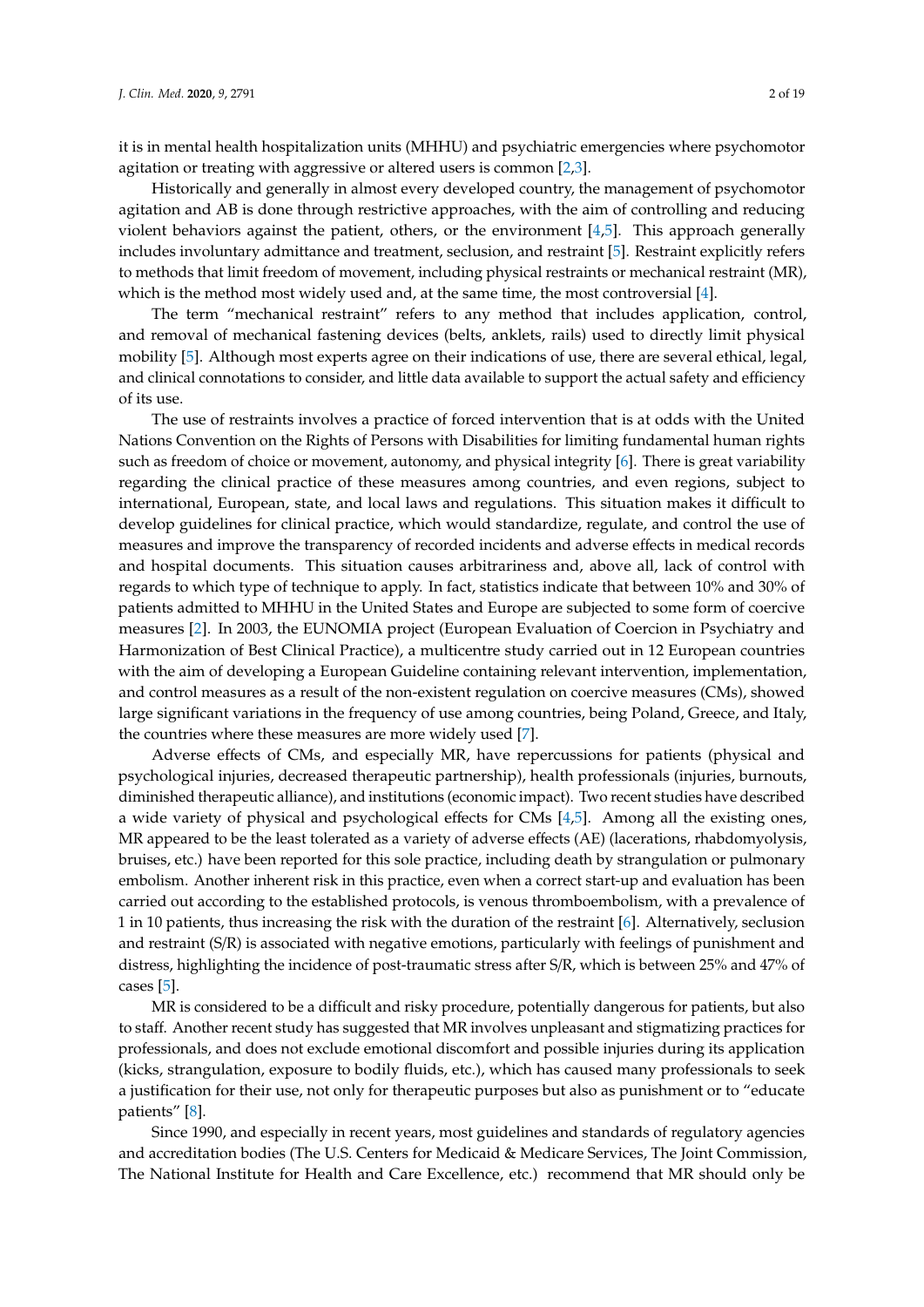it is in mental health hospitalization units (MHHU) and psychiatric emergencies where psychomotor agitation or treating with aggressive or altered users is common [2,3].

Historically and generally in almost every developed country, the management of psychomotor agitation and AB is done through restrictive approaches, with the aim of controlling and reducing violent behaviors against the patient, others, or the environment [4,5]. This approach generally includes involuntary admittance and treatment, seclusion, and restraint [5]. Restraint explicitly refers to methods that limit freedom of movement, including physical restraints or mechanical restraint (MR), which is the method most widely used and, at the same time, the most controversial [4].

The term "mechanical restraint" refers to any method that includes application, control, and removal of mechanical fastening devices (belts, anklets, rails) used to directly limit physical mobility [5]. Although most experts agree on their indications of use, there are several ethical, legal, and clinical connotations to consider, and little data available to support the actual safety and efficiency of its use.

The use of restraints involves a practice of forced intervention that is at odds with the United Nations Convention on the Rights of Persons with Disabilities for limiting fundamental human rights such as freedom of choice or movement, autonomy, and physical integrity [6]. There is great variability regarding the clinical practice of these measures among countries, and even regions, subject to international, European, state, and local laws and regulations. This situation makes it difficult to develop guidelines for clinical practice, which would standardize, regulate, and control the use of measures and improve the transparency of recorded incidents and adverse effects in medical records and hospital documents. This situation causes arbitrariness and, above all, lack of control with regards to which type of technique to apply. In fact, statistics indicate that between 10% and 30% of patients admitted to MHHU in the United States and Europe are subjected to some form of coercive measures [2]. In 2003, the EUNOMIA project (European Evaluation of Coercion in Psychiatry and Harmonization of Best Clinical Practice), a multicentre study carried out in 12 European countries with the aim of developing a European Guideline containing relevant intervention, implementation, and control measures as a result of the non-existent regulation on coercive measures (CMs), showed large significant variations in the frequency of use among countries, being Poland, Greece, and Italy, the countries where these measures are more widely used [7].

Adverse effects of CMs, and especially MR, have repercussions for patients (physical and psychological injuries, decreased therapeutic partnership), health professionals (injuries, burnouts, diminished therapeutic alliance), and institutions (economic impact). Two recent studies have described a wide variety of physical and psychological effects for CMs [4,5]. Among all the existing ones, MR appeared to be the least tolerated as a variety of adverse effects (AE) (lacerations, rhabdomyolysis, bruises, etc.) have been reported for this sole practice, including death by strangulation or pulmonary embolism. Another inherent risk in this practice, even when a correct start-up and evaluation has been carried out according to the established protocols, is venous thromboembolism, with a prevalence of 1 in 10 patients, thus increasing the risk with the duration of the restraint [6]. Alternatively, seclusion and restraint (S/R) is associated with negative emotions, particularly with feelings of punishment and distress, highlighting the incidence of post-traumatic stress after S/R, which is between 25% and 47% of cases [5].

MR is considered to be a difficult and risky procedure, potentially dangerous for patients, but also to staff. Another recent study has suggested that MR involves unpleasant and stigmatizing practices for professionals, and does not exclude emotional discomfort and possible injuries during its application (kicks, strangulation, exposure to bodily fluids, etc.), which has caused many professionals to seek a justification for their use, not only for therapeutic purposes but also as punishment or to "educate patients" [8].

Since 1990, and especially in recent years, most guidelines and standards of regulatory agencies and accreditation bodies (The U.S. Centers for Medicaid & Medicare Services, The Joint Commission, The National Institute for Health and Care Excellence, etc.) recommend that MR should only be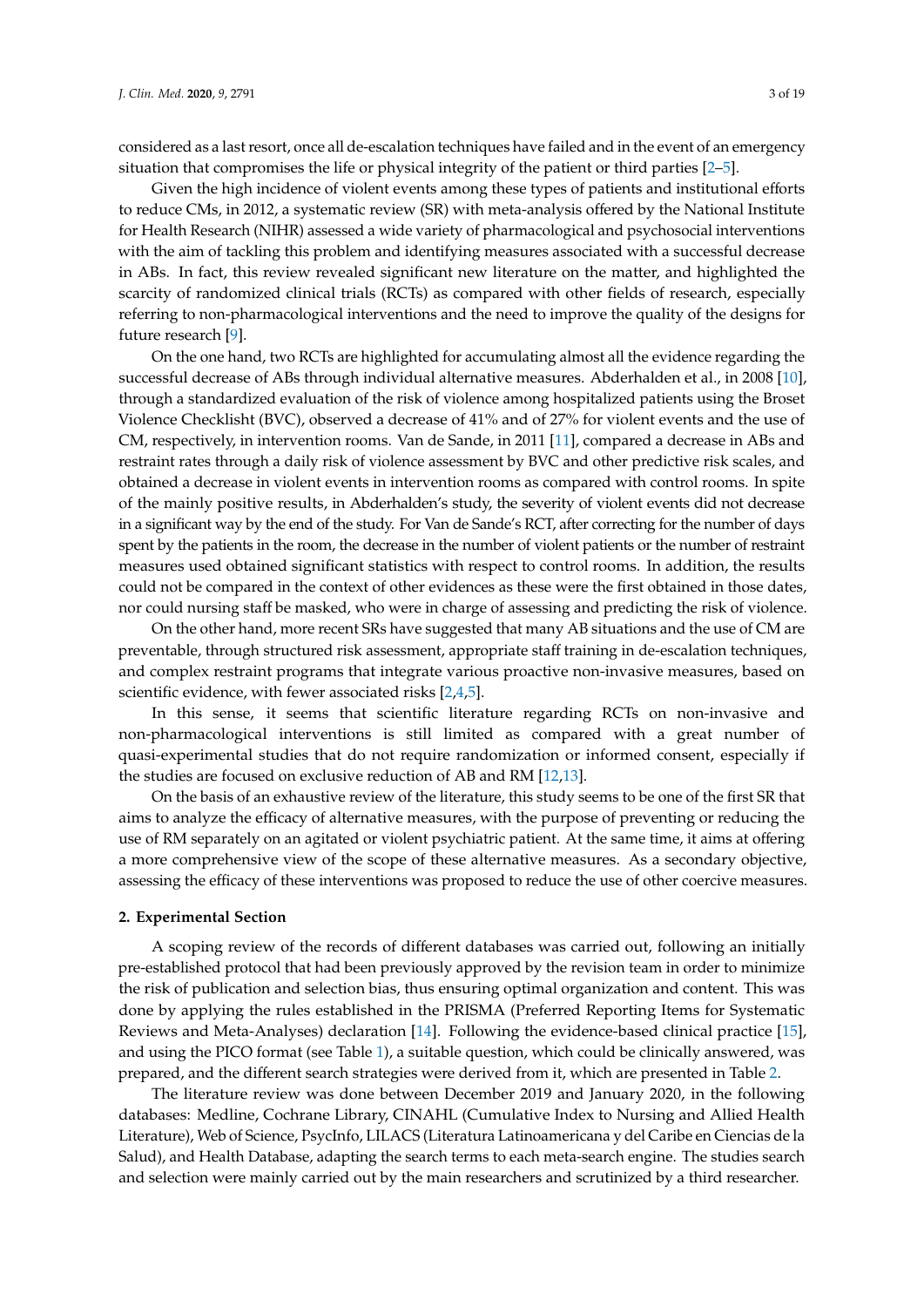considered as a last resort, once all de-escalation techniques have failed and in the event of an emergency situation that compromises the life or physical integrity of the patient or third parties [2–5].

Given the high incidence of violent events among these types of patients and institutional efforts to reduce CMs, in 2012, a systematic review (SR) with meta-analysis offered by the National Institute for Health Research (NIHR) assessed a wide variety of pharmacological and psychosocial interventions with the aim of tackling this problem and identifying measures associated with a successful decrease in ABs. In fact, this review revealed significant new literature on the matter, and highlighted the scarcity of randomized clinical trials (RCTs) as compared with other fields of research, especially referring to non-pharmacological interventions and the need to improve the quality of the designs for future research [9].

On the one hand, two RCTs are highlighted for accumulating almost all the evidence regarding the successful decrease of ABs through individual alternative measures. Abderhalden et al., in 2008 [10], through a standardized evaluation of the risk of violence among hospitalized patients using the Broset Violence Checklist (BVC), observed a decrease of 41% and of 27% for violent events and the use of CM, respectively, in intervention rooms. Van de Sande, in 2011 [11], compared a decrease in ABs and restraint rates through a daily risk of violence assessment by BVC and other predictive risk scales, and obtained a decrease in violent events in intervention rooms as compared with control rooms. In spite of the mainly positive results, in Abderhalden's study, the severity of violent events did not decrease in a significant way by the end of the study. For Van de Sande's RCT, after correcting for the number of days spent by the patients in the room, the decrease in the number of violent patients or the number of restraint measures used obtained significant statistics with respect to control rooms. In addition, the results could not be compared in the context of other evidences as these were the first obtained in those dates, nor could nursing staff be masked, who were in charge of assessing and predicting the risk of violence.

On the other hand, more recent SRs have suggested that many AB situations and the use of CM are preventable, through structured risk assessment, appropriate staff training in de-escalation techniques, and complex restraint programs that integrate various proactive non-invasive measures, based on scientific evidence, with fewer associated risks [2,4,5].

In this sense, it seems that scientific literature regarding RCTs on non-invasive and non-pharmacological interventions is still limited as compared with a great number of quasi-experimental studies that do not require randomization or informed consent, especially if the studies are focused on exclusive reduction of AB and RM [12,13].

On the basis of an exhaustive review of the literature, this study seems to be one of the first SR that aims to analyze the efficacy of alternative measures, with the purpose of preventing or reducing the use of RM separately on an agitated or violent psychiatric patient. At the same time, it aims at offering a more comprehensive view of the scope of these alternative measures. As a secondary objective, assessing the efficacy of these interventions was proposed to reduce the use of other coercive measures.

## 2. Experimental Section

A scoping review of the records of different databases was carried out, following an initially pre-established protocol that had been previously approved by the revision team in order to minimize the risk of publication and selection bias, thus ensuring optimal organization and content. This was done by applying the rules established in the PRISMA (Preferred Reporting Items for Systematic Reviews and Meta-Analyses) declaration [14]. Following the evidence-based clinical practice [15], and using the PICO format (see Table 1), a suitable question, which could be clinically answered, was prepared, and the different search strategies were derived from it, which are presented in Table 2.

The literature review was done between December 2019 and January 2020, in the following databases: Medline, Cochrane Library, CINAHL (Cumulative Index to Nursing and Allied Health Literature), Web of Science, PsycInfo, LILACS (Literatura Latinoamericana y del Caribe en Ciencias de la Salud), and Health Database, adapting the search terms to each meta-search engine. The studies search and selection were mainly carried out by the main researchers and scrutinized by a third researcher.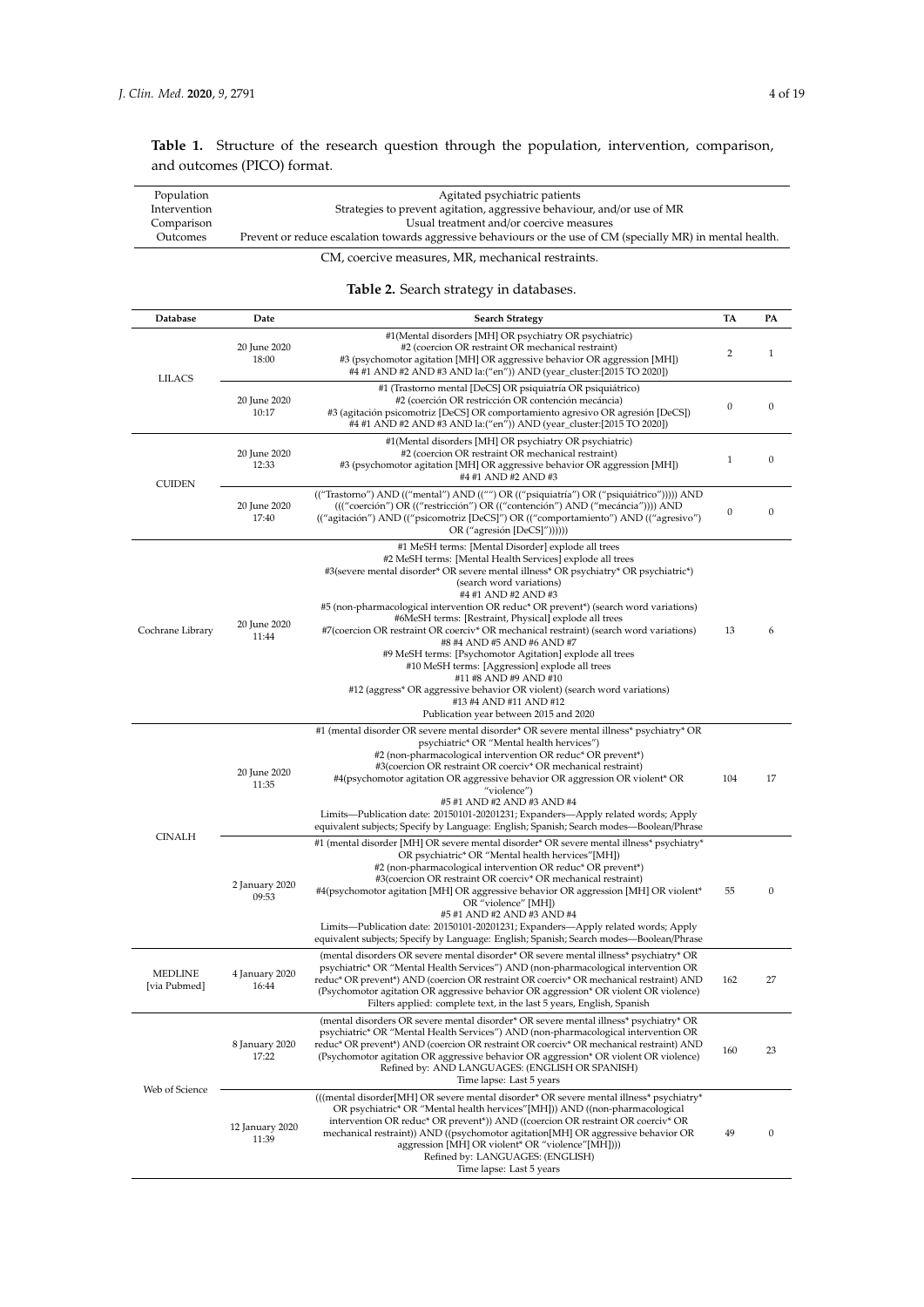**Table 1.** Structure of the research question through the population, intervention, comparison, and outcomes (PICO) format.

| | |
|---|---|
| Population | Agitated psychiatric patients |
| Intervention | Strategies to prevent agitation, aggressive behaviour, and/or use of MR |
| Comparison | Usual treatment and/or coercive measures |
| Outcomes | Prevent or reduce escalation towards aggressive behaviours or the use of CM (specially MR) in mental health. |

CM, coercive measures, MR, mechanical restraints.

**Table 2.** Search strategy in databases.

| Database | Date | Search Strategy | TA | PA |
|---|---|---|---|---|
| LILACS | 20 June 2020 18:00 | #1(Mental disorders [MH] OR psychiatry OR psychiatric)<br>#2 (coercion OR restraint OR mechanical restraint)<br>#3 (psychomotor agitation [MH] OR aggressive behavior OR aggression [MH])<br>#4 #1 AND #2 AND #3 AND la:("en")) AND (year_cluster:[2015 TO 2020]) | 2 | 1 |
| | 20 June 2020 10:17 | #1 (Trastorno mental [DeCS] OR psiquiatría OR psiquiátrico)<br>#2 (coerción OR restricción OR contención mecánica)<br>#3 (agitación psicomotriz [DeCS] OR comportamiento agresivo OR agresión [DeCS])<br>#4 #1 AND #2 AND #3 AND la:("en")) AND (year_cluster:[2015 TO 2020]) | 0 | 0 |
| CUIDEN | 20 June 2020 12:33 | #1(Mental disorders [MH] OR psychiatry OR psychiatric)<br>#2 (coercion OR restraint OR mechanical restraint)<br>#3 (psychomotor agitation [MH] OR aggressive behavior OR aggression [MH])<br>#4 #1 AND #2 AND #3 | 1 | 0 |
| | 20 June 2020 17:40 | (("Trastorno") AND (("mental") AND ((" ") OR (("psiquiatría") OR ("psiquiátrico"))))) AND ((("coerción") OR ((("restricción") OR ((("contención") AND ("mecáncia")))) AND (("agitación") AND (("psicomotriz [DeCS]") OR (("comportamiento") AND (("agresivo") OR ("agresión [DeCS]")))))) | 0 | 0 |
| Cochrane Library | 20 June 2020 11:44 | #1 MeSH terms: [Mental Disorder] explode all trees<br>#2 MeSH terms: [Mental Health Services] explode all trees<br>#3(severe mental disorder* OR severe mental illness* OR psychiatry* OR psychiatric*) (search word variations)<br>#4 #1 AND #2 AND #3<br>#5 (non-pharmacological intervention OR reduc* OR prevent*) (search word variations)<br>#6MeSH terms: [Restraint, Physical] explode all trees<br>#7(coercion OR restraint OR coerciv* OR mechanical restraint) (search word variations)<br>#8 #4 AND #5 AND #6 AND #7<br>#9 MeSH terms: [Psychomotor Agitation] explode all trees<br>#10 MeSH terms: [Aggression] explode all trees<br>#11 #8 AND #9 AND #10<br>#12 (aggress* OR aggressive behavior OR violent) (search word variations)<br>#13 #4 AND #11 AND #12<br>Publication year between 2015 and 2020 | 13 | 6 |
| CINALH | 20 June 2020 11:35 | #1 (mental disorder OR severe mental disorder* OR severe mental illness* psychiatry* OR psychiatric* OR "Mental health hervices")<br>#2 (non-pharmacological intervention OR reduc* OR prevent*)<br>#3(coercion OR restraint OR coerciv* OR mechanical restraint)<br>#4(psychomotor agitation OR aggressive behavior OR aggression OR violent* OR "violence")<br>#5 #1 AND #2 AND #3 AND #4<br>Limits—Publication date: 20150101-20201231; Expanders—Apply related words; Apply equivalent subjects; Specify by Language: English; Spanish; Search modes—Boolean/Phrase | 104 | 17 |
| | 2 January 2020 09:53 | #1 (mental disorder [MH] OR severe mental disorder* OR severe mental illness* psychiatry* OR psychiatric* OR "Mental health hervices"[MH])<br>#2 (non-pharmacological intervention OR reduc* OR prevent*)<br>#3(coercion OR restraint OR coerciv* OR mechanical restraint)<br>#4(psychomotor agitation [MH] OR aggressive behavior OR aggression [MH] OR violent* OR "violence" [MH])<br>#5 #1 AND #2 AND #3 AND #4<br>Limits—Publication date: 20150101-20201231; Expanders—Apply related words; Apply equivalent subjects; Specify by Language: English; Spanish; Search modes—Boolean/Phrase | 55 | 0 |
| MEDLINE [via Pubmed] | 4 January 2020 16:44 | (mental disorders OR severe mental disorder* OR severe mental illness* psychiatry* OR psychiatric* OR "Mental Health Services") AND (non-pharmacological intervention OR reduc* OR prevent*) AND (coercion OR restraint OR coerciv* OR mechanical restraint) AND (Psychomotor agitation OR aggressive behavior OR aggression* OR violent OR violence)<br>Filters applied: complete text, in the last 5 years, English, Spanish | 162 | 27 |
| Web of Science | 8 January 2020 17:22 | (mental disorders OR severe mental disorder* OR severe mental illness* psychiatry* OR psychiatric* OR "Mental Health Services") AND (non-pharmacological intervention OR reduc* OR prevent*) AND (coercion OR restraint OR coerciv* OR mechanical restraint) AND (Psychomotor agitation OR aggressive behavior OR aggression* OR violent OR violence)<br>Refined by: AND LANGUAGES: (ENGLISH OR SPANISH)<br>Time lapse: Last 5 years | 160 | 23 |
| | 12 January 2020 11:39 | (((mental disorder[MH] OR severe mental disorder* OR severe mental illness* psychiatry* OR psychiatric* OR "Mental health hervices"[MH])) AND ((non-pharmacological intervention OR reduc* OR prevent*)) AND ((coercion OR restraint OR coerciv* OR mechanical restraint)) AND ((psychomotor agitation[MH] OR aggressive behavior OR aggression [MH] OR violent* OR "violence"[MH])))<br>Refined by: LANGUAGES: (ENGLISH)<br>Time lapse: Last 5 years | 49 | 0 |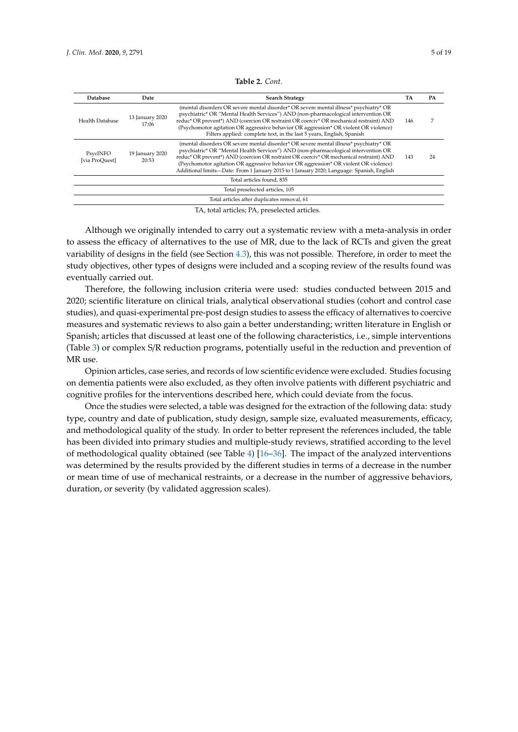**Table 2.** *Cont.*

| Database | Date | Search Strategy | TA | PA |
|---|---|---|---|---|
| Health Database | 13 January 2020 17:06 | (mental disorders OR severe mental disorder* OR severe mental illness* psychiatry* OR psychiatric* OR "Mental Health Services") AND (non-pharmacological intervention OR reduc* OR prevent*) AND (coercion OR restraint OR coerciv* OR mechanical restraint) AND (Psychomotor agitation OR aggressive behavior OR aggression* OR violent OR violence) Filters applied: complete text, in the last 5 years, English, Spanish | 146 | 7 |
| PsycINFO [via ProQuest] | 19 January 2020 20:53 | (mental disorders OR severe mental disorder* OR severe mental illness* psychiatry* OR psychiatric* OR "Mental Health Services") AND (non-pharmacological intervention OR reduc* OR prevent*) AND (coercion OR restraint OR coerciv* OR mechanical restraint) AND (Psychomotor agitation OR aggressive behavior OR aggression* OR violent OR violence) Additional limits—Date: From 1 January 2015 to 1 January 2020; Language: Spanish, English | 143 | 24 |
| Total articles found, 835 | | | | |
| Total preselected articles, 105 | | | | |
| Total articles after duplicates removal, 61 | | | | |

TA, total articles; PA, preselected articles.

Although we originally intended to carry out a systematic review with a meta-analysis in order to assess the efficacy of alternatives to the use of MR, due to the lack of RCTs and given the great variability of designs in the field (see Section 4.3), this was not possible. Therefore, in order to meet the study objectives, other types of designs were included and a scoping review of the results found was eventually carried out.

Therefore, the following inclusion criteria were used: studies conducted between 2015 and 2020; scientific literature on clinical trials, analytical observational studies (cohort and control case studies), and quasi-experimental pre-post design studies to assess the efficacy of alternatives to coercive measures and systematic reviews to also gain a better understanding; written literature in English or Spanish; articles that discussed at least one of the following characteristics, i.e., simple interventions (Table 3) or complex S/R reduction programs, potentially useful in the reduction and prevention of MR use.

Opinion articles, case series, and records of low scientific evidence were excluded. Studies focusing on dementia patients were also excluded, as they often involve patients with different psychiatric and cognitive profiles for the interventions described here, which could deviate from the focus.

Once the studies were selected, a table was designed for the extraction of the following data: study type, country and date of publication, study design, sample size, evaluated measurements, efficacy, and methodological quality of the study. In order to better represent the references included, the table has been divided into primary studies and multiple-study reviews, stratified according to the level of methodological quality obtained (see Table 4) [16–36]. The impact of the analyzed interventions was determined by the results provided by the different studies in terms of a decrease in the number or mean time of use of mechanical restraints, or a decrease in the number of aggressive behaviors, duration, or severity (by validated aggression scales).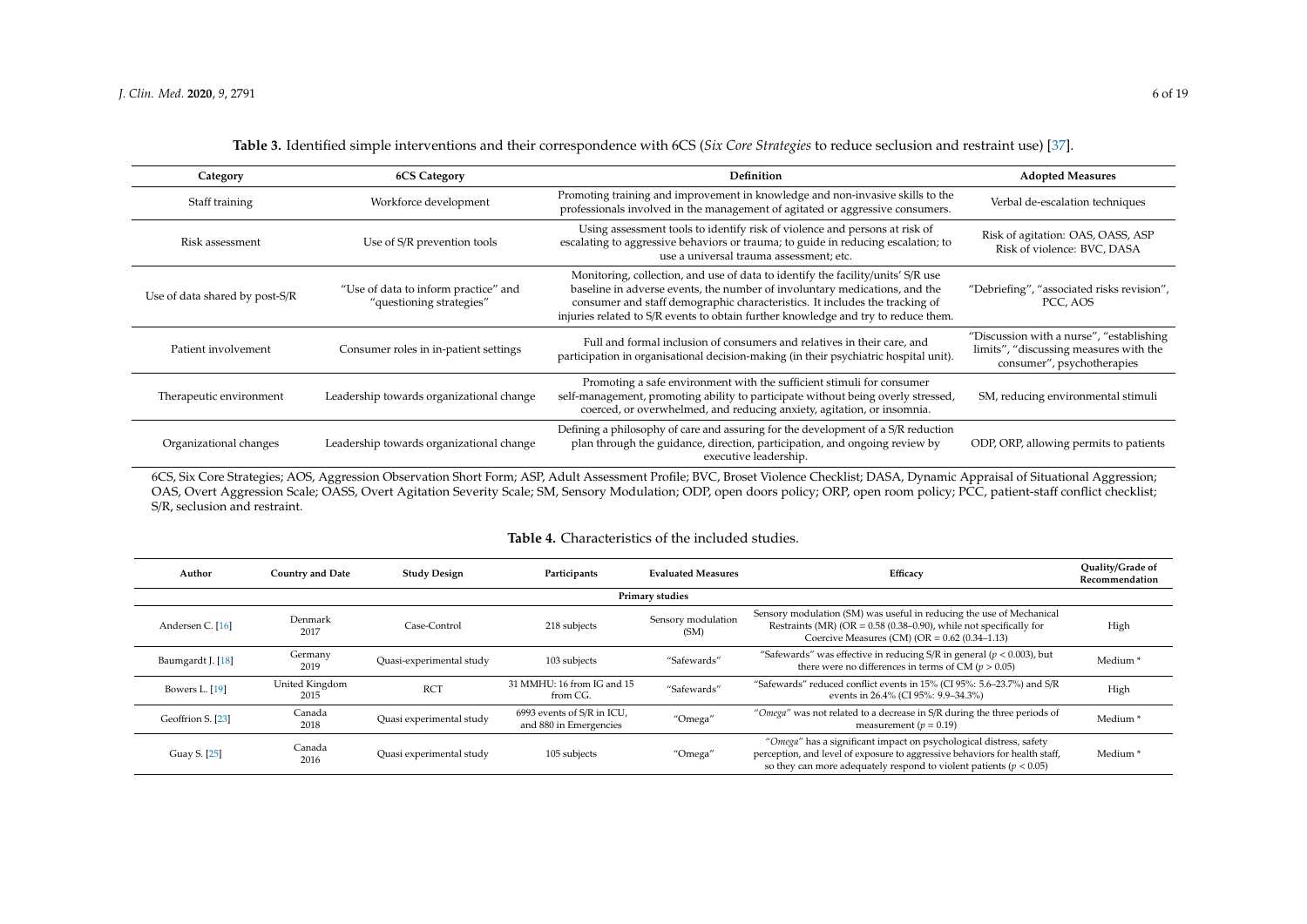**Table 3.** Identified simple interventions and their correspondence with 6CS (*Six Core Strategies* to reduce seclusion and restraint use) [37].

| Category | 6CS Category | Definition | Adopted Measures |
|---|---|---|---|
| Staff training | Workforce development | Promoting training and improvement in knowledge and non-invasive skills to the professionals involved in the management of agitated or aggressive consumers. | Verbal de-escalation techniques |
| Risk assessment | Use of S/R prevention tools | Using assessment tools to identify risk of violence and persons at risk of escalating to aggressive behaviors or trauma; to guide in reducing escalation; to use a universal trauma assessment; etc. | Risk of agitation: OAS, OASS, ASP<br>Risk of violence: BVC, DASA |
| Use of data shared by post-S/R | "Use of data to inform practice" and "questioning strategies" | Monitoring, collection, and use of data to identify the facility/units' S/R use baseline in adverse events, the number of involuntary medications, and the consumer and staff demographic characteristics. It includes the tracking of injuries related to S/R events to obtain further knowledge and try to reduce them. | "Debriefing", "associated risks revision", PCC, AOS |
| Patient involvement | Consumer roles in in-patient settings | Full and formal inclusion of consumers and relatives in their care, and participation in organisational decision-making (in their psychiatric hospital unit). | "Discussion with a nurse", "establishing limits", "discussing measures with the consumer", psychotherapies |
| Therapeutic environment | Leadership towards organizational change | Promoting a safe environment with the sufficient stimuli for consumer self-management, promoting ability to participate without being overly stressed, coerced, or overwhelmed, and reducing anxiety, agitation, or insomnia. | SM, reducing environmental stimuli |
| Organizational changes | Leadership towards organizational change | Defining a philosophy of care and assuring for the development of a S/R reduction plan through the guidance, direction, participation, and ongoing review by executive leadership. | ODP, ORP, allowing permits to patients |

6CS, Six Core Strategies; AOS, Aggression Observation Short Form; ASP, Adult Assessment Profile; BVC, Broset Violence Checklist; DASA, Dynamic Appraisal of Situational Aggression; OAS, Overt Aggression Scale; OASS, Overt Agitation Severity Scale; SM, Sensory Modulation; ODP, open doors policy; ORP, open room policy; PCC, patient-staff conflict checklist; S/R, seclusion and restraint.

**Table 4.** Characteristics of the included studies.

| Author | Country and Date | Study Design | Participants | Evaluated Measures | Efficacy | Quality/Grade of Recommendation |
|---|---|---|---|---|---|---|
| **Primary studies** | | | | | | |
| Andersen C. [16] | Denmark 2017 | Case-Control | 218 subjects | Sensory modulation (SM) | Sensory modulation (SM) was useful in reducing the use of Mechanical Restraints (MR) (OR = 0.58 (0.38–0.90), while not specifically for Coercive Measures (CM) (OR = 0.62 (0.34–1.13) | High |
| Baumgardt J. [18] | Germany 2019 | Quasi-experimental study | 103 subjects | "Safewards" | "Safewards" was effective in reducing S/R in general ($p < 0.003$), but there were no differences in terms of CM ($p > 0.05$) | Medium * |
| Bowers L. [19] | United Kingdom 2015 | RCT | 31 MMHU: 16 from IG and 15 from CG. | "Safewards" | "Safewards" reduced conflict events in 15% (CI 95%: 5.6–23.7%) and S/R events in 26.4% (CI 95%: 9.9–34.3%) | High |
| Geoffrion S. [23] | Canada 2018 | Quasi experimental study | 6993 events of S/R in ICU, and 880 in Emergencies | "Omega" | "*Omega*" was not related to a decrease in S/R during the three periods of measurement ($p = 0.19$) | Medium * |
| Guay S. [25] | Canada 2016 | Quasi experimental study | 105 subjects | "Omega" | "*Omega*" has a significant impact on psychological distress, safety perception, and level of exposure to aggressive behaviors for health staff, so they can more adequately respond to violent patients ($p < 0.05$) | Medium * |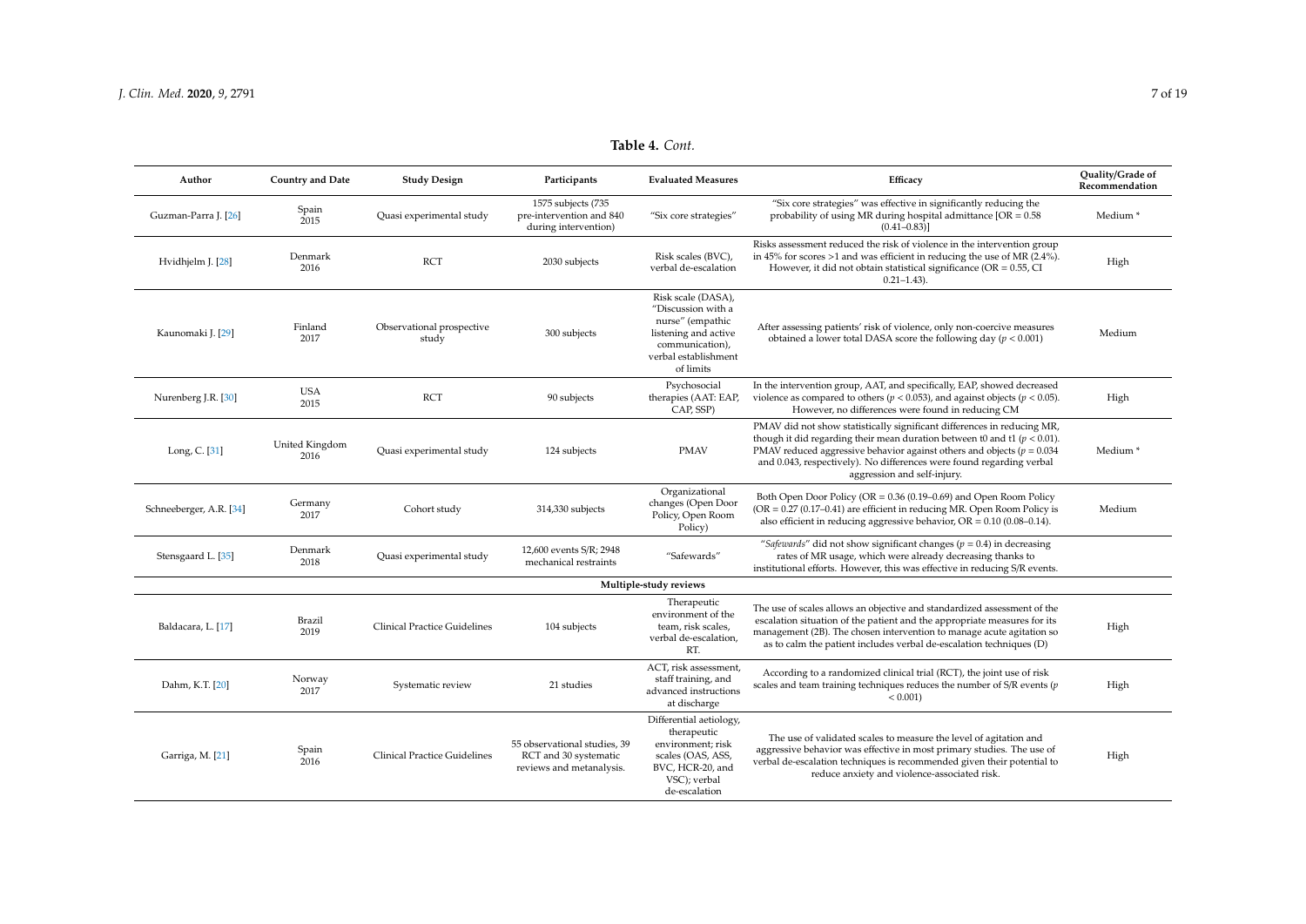**Table 4.** *Cont.*

| Author | Country and Date | Study Design | Participants | Evaluated Measures | Efficacy | Quality/Grade of Recommendation |
|---|---|---|---|---|---|---|
| Guzman-Parra J. [26] | Spain 2015 | Quasi experimental study | 1575 subjects (735 pre-intervention and 840 during intervention) | "Six core strategies" | "Six core strategies" was effective in significantly reducing the probability of using MR during hospital admittance [OR = 0.58 (0.41–0.83)] | Medium * |
| Hvidhjelm J. [28] | Denmark 2016 | RCT | 2030 subjects | Risk scales (BVC), verbal de-escalation | Risks assessment reduced the risk of violence in the intervention group in 45% for scores >1 and was efficient in reducing the use of MR (2.4%). However, it did not obtain statistical significance (OR = 0.55, CI 0.21–1.43). | High |
| Kaunomaki J. [29] | Finland 2017 | Observational prospective study | 300 subjects | Risk scale (DASA), "Discussion with a nurse" (empathic listening and active communication), verbal establishment of limits | After assessing patients' risk of violence, only non-coercive measures obtained a lower total DASA score the following day ($p < 0.001$) | Medium |
| Nurenberg J.R. [30] | USA 2015 | RCT | 90 subjects | Psychosocial therapies (AAT: EAP, CAP, SSP) | In the intervention group, AAT, and specifically, EAP, showed decreased violence as compared to others ($p < 0.053$), and against objects ($p < 0.05$). However, no differences were found in reducing CM | High |
| Long, C. [31] | United Kingdom 2016 | Quasi experimental study | 124 subjects | PMAV | PMAV did not show statistically significant differences in reducing MR, though it did regarding their mean duration between t0 and t1 ($p < 0.01$). PMAV reduced aggressive behavior against others and objects ($p = 0.034$ and 0.043, respectively). No differences were found regarding verbal aggression and self-injury. | Medium * |
| Schneeberger, A.R. [34] | Germany 2017 | Cohort study | 314,330 subjects | Organizational changes (Open Door Policy, Open Room Policy) | Both Open Door Policy (OR = 0.36 (0.19–0.69) and Open Room Policy (OR = 0.27 (0.17–0.41) are efficient in reducing MR. Open Room Policy is also efficient in reducing aggressive behavior, OR = 0.10 (0.08–0.14). | Medium |
| Stensgaard L. [35] | Denmark 2018 | Quasi experimental study | 12,600 events S/R; 2948 mechanical restraints | "Safewards" | "*Safewards*" did not show significant changes ($p = 0.4$) in decreasing rates of MR usage, which were already decreasing thanks to institutional efforts. However, this was effective in reducing S/R events. | |
| **Multiple-study reviews** | | | | | | |
| Baldacara, L. [17] | Brazil 2019 | Clinical Practice Guidelines | 104 subjects | Therapeutic environment of the team, risk scales, verbal de-escalation, RT. | The use of scales allows an objective and standardized assessment of the escalation situation of the patient and the appropriate measures for its management (2B). The chosen intervention to manage acute agitation so as to calm the patient includes verbal de-escalation techniques (D) | High |
| Dahm, K.T. [20] | Norway 2017 | Systematic review | 21 studies | ACT, risk assessment, staff training, and advanced instructions at discharge | According to a randomized clinical trial (RCT), the joint use of risk scales and team training techniques reduces the number of S/R events ($p < 0.001$) | High |
| Garriga, M. [21] | Spain 2016 | Clinical Practice Guidelines | 55 observational studies, 39 RCT and 30 systematic reviews and metanalysis. | Differential aetiology, therapeutic environment; risk scales (OAS, ASS, BVC, HCR-20, and VSC); verbal de-escalation | The use of validated scales to measure the level of agitation and aggressive behavior was effective in most primary studies. The use of verbal de-escalation techniques is recommended given their potential to reduce anxiety and violence-associated risk. | High |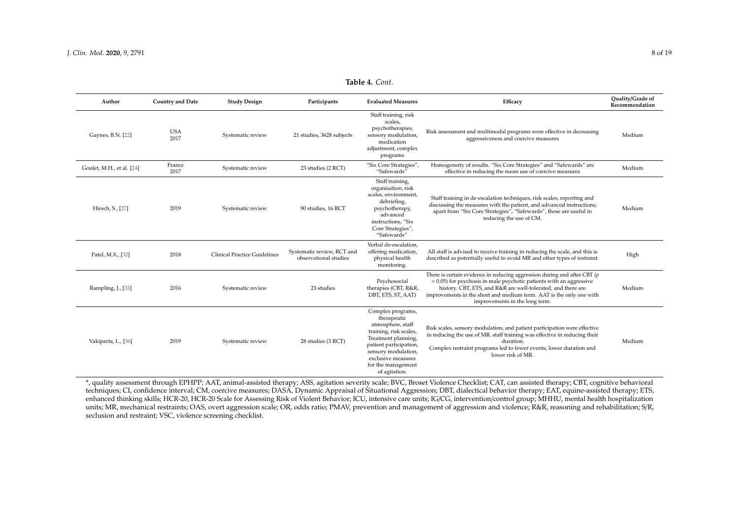**Table 4.** *Cont.*

| Author | Country and Date | Study Design | Participants | Evaluated Measures | Efficacy | Quality/Grade of Recommendation |
|---|---|---|---|---|---|---|
| Gaynes, B.N. [22] | USA 2017 | Systematic review | 21 studies, 3628 subjects | Staff training, risk scales, psychotherapies, sensory modulation, medication adjustment, complex programs | Risk assessment and multimodal programs were effective in decreasing aggressiveness and coercive measures | Medium |
| Goulet, M.H., et al. [24] | France 2017 | Systematic review | 23 studies (2 RCT) | "Six Core Strategies", "Safewards" | Homogeneity of results. "Six Core Strategies" and "Safewards" are effective in reducing the mean use of coercive measures | Medium |
| Hirsch, S., [27] | 2019 | Systematic review | 90 studies, 16 RCT | Staff training, organisation, risk scales, environment, debriefing, psychotherapy, advanced instructions, "Six Core Strategies", "Safewards" | Staff training in de-escalation techniques, risk scales, reporting and discussing the measures with the patient, and advanced instructions; apart from "Six Core Strategies", "Safewards", these are useful in reducing the use of CM. | Medium |
| Patel, M.X., [32] | 2018 | Clinical Practice Guidelines | Systematic review, RCT and observational studies | Verbal de-escalation, offering medication, physical health monitoring. | All staff is advised to receive training in reducing the scale, and this is described as potentially useful to avoid MR and other types of restraint. | High |
| Rampling, J., [33] | 2016 | Systematic review | 23 studies | Psychosocial therapies (CBT, R&R, DBT, ETS, ST, AAT) | There is certain evidence in reducing aggression during and after CBT ($p < 0.05$) for psychosis in male psychotic patients with an aggressive history. CBT, ETS, and R&R are well-tolerated, and there are improvements in the short and medium term. AAT is the only one with improvements in the long term. | Medium |
| Vakiparta, L., [36] | 2019 | Systematic review | 28 studies (3 RCT) | Complex programs, therapeutic atmosphere, staff training, risk scales, Treatment planning, patient participation, sensory modulation, exclusive measures for the management of agitation. | Risk scales, sensory modulation, and patient participation were effective in reducing the use of MR. staff training was effective in reducing their duration. Complex restraint programs led to fewer events, lower duration and lower risk of MR. | Medium |

*, quality assessment through EPHPP; AAT, animal-assisted therapy; ASS, agitation severity scale; BVC, Broset Violence Checklist; CAT, can assisted therapy; CBT, cognitive behavioral techniques; CI, confidence interval; CM, coercive measures; DASA, Dynamic Appraisal of Situational Aggression; DBT, dialectical behavior therapy; EAT, equine-assisted therapy; ETS, enhanced thinking skills; HCR-20, HCR-20 Scale for Assessing Risk of Violent Behavior; ICU, intensive care units; IG/CG, intervention/control group; MHHU, mental health hospitalization units; MR, mechanical restraints; OAS, overt aggression scale; OR, odds ratio; PMAV, prevention and management of aggression and violence; R&R, reasoning and rehabilitation; S/R, seclusion and restraint; VSC, violence screening checklist.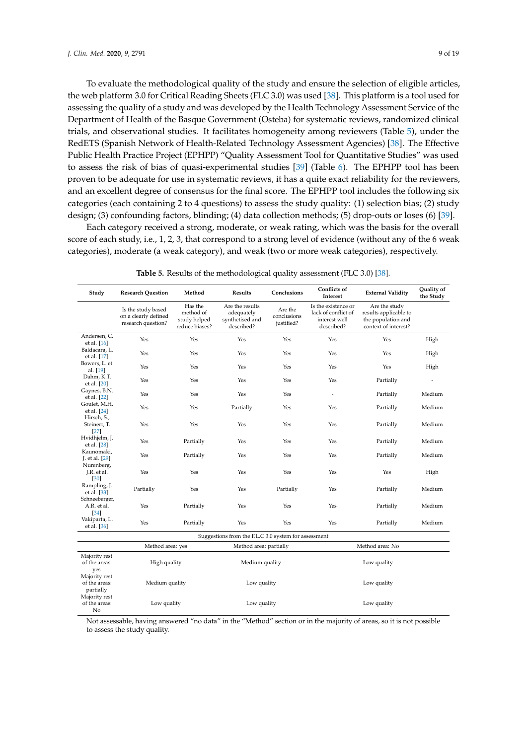To evaluate the methodological quality of the study and ensure the selection of eligible articles, the web platform 3.0 for Critical Reading Sheets (FLC 3.0) was used [38]. This platform is a tool used for assessing the quality of a study and was developed by the Health Technology Assessment Service of the Department of Health of the Basque Government (Osteba) for systematic reviews, randomized clinical trials, and observational studies. It facilitates homogeneity among reviewers (Table 5), under the RedETS (Spanish Network of Health-Related Technology Assessment Agencies) [38]. The Effective Public Health Practice Project (EPHPP) "Quality Assessment Tool for Quantitative Studies" was used to assess the risk of bias of quasi-experimental studies [39] (Table 6). The EPHPP tool has been proven to be adequate for use in systematic reviews, it has a quite exact reliability for the reviewers, and an excellent degree of consensus for the final score. The EPHPP tool includes the following six categories (each containing 2 to 4 questions) to assess the study quality: (1) selection bias; (2) study design; (3) confounding factors, blinding; (4) data collection methods; (5) drop-outs or loses (6) [39].

Each category received a strong, moderate, or weak rating, which was the basis for the overall score of each study, i.e., 1, 2, 3, that correspond to a strong level of evidence (without any of the 6 weak categories), moderate (a weak category), and weak (two or more weak categories), respectively.

**Table 5.** Results of the methodological quality assessment (FLC 3.0) [38].

| Study | Research Question | Method | Results | Conclusions | Conflicts of Interest | External Validity | Quality of the Study |
|---|---|---|---|---|---|---|---|
| | Is the study based on a clearly defined research question? | Has the method of study helped reduce biases? | Are the results adequately synthetised and described? | Are the conclusions justified? | Is the existence or lack of conflict of interest well described? | Are the study results applicable to the population and context of interest? | |
| Andersen, C. et al. [16] | Yes | Yes | Yes | Yes | Yes | Yes | High |
| Baldacara, L. et al. [17] | Yes | Yes | Yes | Yes | Yes | Yes | High |
| Bowers, L. et al. [19] | Yes | Yes | Yes | Yes | Yes | Yes | High |
| Dahm, K.T. et al. [20] | Yes | Yes | Yes | Yes | Yes | Partially | - |
| Gaynes, B.N. et al. [22] | Yes | Yes | Yes | Yes | - | Partially | Medium |
| Goulet, M.H. et al. [24] | Yes | Yes | Partially | Yes | Yes | Partially | Medium |
| Hirsch, S.; Steinert, T. [27] | Yes | Yes | Yes | Yes | Yes | Partially | Medium |
| Hvidhjelm, J. et al. [28] | Yes | Partially | Yes | Yes | Yes | Partially | Medium |
| Kaunomaki, J. et al. [29] | Yes | Partially | Yes | Yes | Yes | Partially | Medium |
| Nurenberg, J.R. et al. [30] | Yes | Yes | Yes | Yes | Yes | Yes | High |
| Rampling, J. et al. [33] | Partially | Yes | Yes | Partially | Yes | Partially | Medium |
| Schneeberger, A.R. et al. [34] | Yes | Partially | Yes | Yes | Yes | Partially | Medium |
| Vakiparta, L. et al. [36] | Yes | Partially | Yes | Yes | Yes | Partially | Medium |

Suggestions from the F.L.C 3.0 system for assessment

| | Method area: yes | Method area: partially | Method area: No |
|---|---|---|---|
| Majority rest of the areas: yes | High quality | Medium quality | Low quality |
| Majority rest of the areas: partially | Medium quality | Low quality | Low quality |
| Majority rest of the areas: No | Low quality | Low quality | Low quality |

Not assessable, having answered "no data" in the "Method" section or in the majority of areas, so it is not possible to assess the study quality.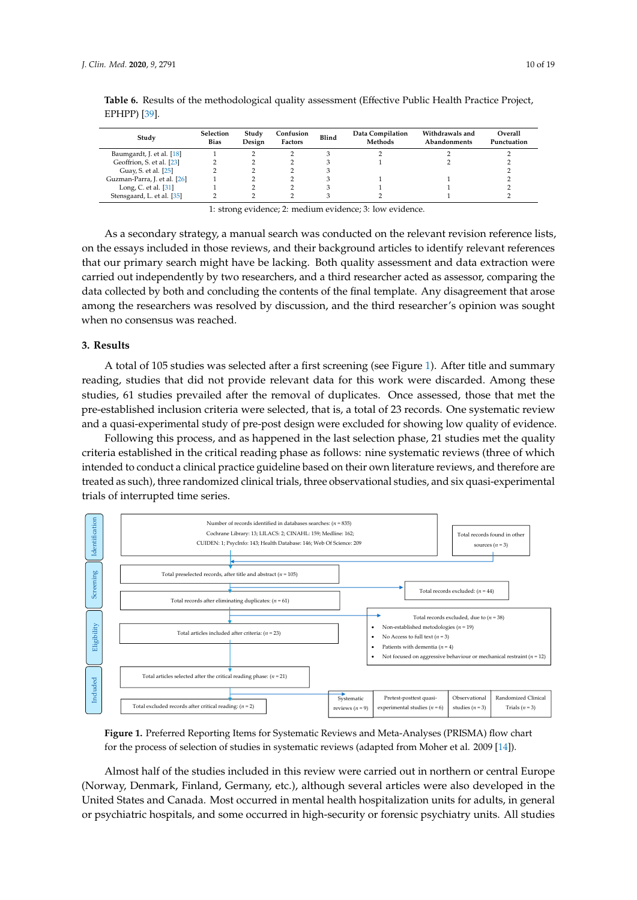**Table 6.** Results of the methodological quality assessment (Effective Public Health Practice Project, EPHPP) [39].

| Study | Selection Bias | Study Design | Confusion Factors | Blind | Data Compilation Methods | Withdrawals and Abandonments | Overall Punctuation |
|---|---|---|---|---|---|---|---|
| Baumgardt, J. et al. [18] | 1 | 2 | 2 | 3 | 2 | 2 | 2 |
| Geoffrion, S. et al. [23] | 2 | 2 | 2 | 3 | 1 | 2 | 2 |
| Guay, S. et al. [25] | 2 | 2 | 2 | 3 | | | 2 |
| Guzman-Parra, J. et al. [26] | 1 | 2 | 2 | 3 | 1 | 1 | 2 |
| Long, C. et al. [31] | 1 | 2 | 2 | 3 | 1 | 1 | 2 |
| Stensgaard, L. et al. [35] | 2 | 2 | 2 | 3 | 2 | 1 | 2 |

1: strong evidence; 2: medium evidence; 3: low evidence.

As a secondary strategy, a manual search was conducted on the relevant revision reference lists, on the essays included in those reviews, and their background articles to identify relevant references that our primary search might have be lacking. Both quality assessment and data extraction were carried out independently by two researchers, and a third researcher acted as assessor, comparing the data collected by both and concluding the contents of the final template. Any disagreement that arose among the researchers was resolved by discussion, and the third researcher's opinion was sought when no consensus was reached.

## 3. Results

A total of 105 studies was selected after a first screening (see Figure 1). After title and summary reading, studies that did not provide relevant data for this work were discarded. Among these studies, 61 studies prevailed after the removal of duplicates. Once assessed, those that met the pre-established inclusion criteria were selected, that is, a total of 23 records. One systematic review and a quasi-experimental study of pre-post design were excluded for showing low quality of evidence.

Following this process, and as happened in the last selection phase, 21 studies met the quality criteria established in the critical reading phase as follows: nine systematic reviews (three of which intended to conduct a clinical practice guideline based on their own literature reviews, and therefore are treated as such), three randomized clinical trials, three observational studies, and six quasi-experimental trials of interrupted time series.

**Identification**
- Number of records identified in databases searches: ($n$ = 835) Cochrane Library: 13; LILACS: 2; CINAHL: 159; Medline: 162; CUIDEN: 1; PsycInfo: 143; Health Database: 146; Web Of Science: 209
- Total records found in other sources ($n$ = 3)

**Screening**
- Total preselected records, after title and abstract ($n$ = 105)
- Total records excluded: ($n$ = 44)
- Total records after eliminating duplicates: ($n$ = 61)

**Eligibility**
- Total articles included after criteria: ($n$ = 23)
- Total records excluded, due to ($n$ = 38)
  - Non-established metodologies ($n$ = 19)
  - No Access to full text ($n$ = 3)
  - Patients with dementia ($n$ = 4)
  - Not focused on aggressive behaviour or mechanical restraint ($n$ = 12)

**Included**
- Total articles selected after the critical reading phase: ($n$ = 21)
- Total excluded records after critical reading: ($n$ = 2)
- Systematic reviews ($n$ = 9) | Pretest-posttest quasi-experimental studies ($n$ = 6) | Observational studies ($n$ = 3) | Randomized Clinical Trials ($n$ = 3)

**Figure 1.** Preferred Reporting Items for Systematic Reviews and Meta-Analyses (PRISMA) flow chart for the process of selection of studies in systematic reviews (adapted from Moher et al. 2009 [14]).

Almost half of the studies included in this review were carried out in northern or central Europe (Norway, Denmark, Finland, Germany, etc.), although several articles were also developed in the United States and Canada. Most occurred in mental health hospitalization units for adults, in general or psychiatric hospitals, and some occurred in high-security or forensic psychiatry units. All studies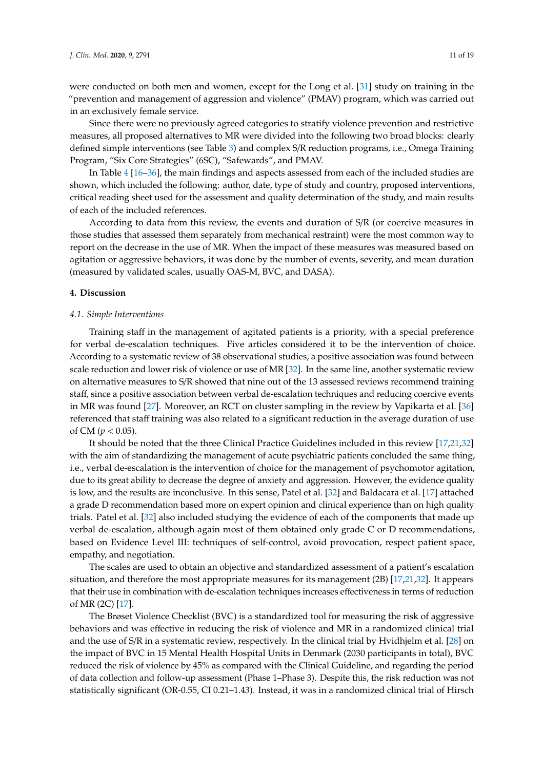were conducted on both men and women, except for the Long et al. [31] study on training in the "prevention and management of aggression and violence" (PMAV) program, which was carried out in an exclusively female service.

Since there were no previously agreed categories to stratify violence prevention and restrictive measures, all proposed alternatives to MR were divided into the following two broad blocks: clearly defined simple interventions (see Table 3) and complex S/R reduction programs, i.e., Omega Training Program, "Six Core Strategies" (6SC), "Safewards", and PMAV.

In Table 4 [16–36], the main findings and aspects assessed from each of the included studies are shown, which included the following: author, date, type of study and country, proposed interventions, critical reading sheet used for the assessment and quality determination of the study, and main results of each of the included references.

According to data from this review, the events and duration of S/R (or coercive measures in those studies that assessed them separately from mechanical restraint) were the most common way to report on the decrease in the use of MR. When the impact of these measures was measured based on agitation or aggressive behaviors, it was done by the number of events, severity, and mean duration (measured by validated scales, usually OAS-M, BVC, and DASA).

## 4. Discussion

### *4.1. Simple Interventions*

Training staff in the management of agitated patients is a priority, with a special preference for verbal de-escalation techniques. Five articles considered it to be the intervention of choice. According to a systematic review of 38 observational studies, a positive association was found between scale reduction and lower risk of violence or use of MR [32]. In the same line, another systematic review on alternative measures to S/R showed that nine out of the 13 assessed reviews recommend training staff, since a positive association between verbal de-escalation techniques and reducing coercive events in MR was found [27]. Moreover, an RCT on cluster sampling in the review by Vapikarta et al. [36] referenced that staff training was also related to a significant reduction in the average duration of use of CM ($p < 0.05$).

It should be noted that the three Clinical Practice Guidelines included in this review [17,21,32] with the aim of standardizing the management of acute psychiatric patients concluded the same thing, i.e., verbal de-escalation is the intervention of choice for the management of psychomotor agitation, due to its great ability to decrease the degree of anxiety and aggression. However, the evidence quality is low, and the results are inconclusive. In this sense, Patel et al. [32] and Baldacara et al. [17] attached a grade D recommendation based more on expert opinion and clinical experience than on high quality trials. Patel et al. [32] also included studying the evidence of each of the components that made up verbal de-escalation, although again most of them obtained only grade C or D recommendations, based on Evidence Level III: techniques of self-control, avoid provocation, respect patient space, empathy, and negotiation.

The scales are used to obtain an objective and standardized assessment of a patient's escalation situation, and therefore the most appropriate measures for its management (2B) [17,21,32]. It appears that their use in combination with de-escalation techniques increases effectiveness in terms of reduction of MR (2C) [17].

The Brøset Violence Checklist (BVC) is a standardized tool for measuring the risk of aggressive behaviors and was effective in reducing the risk of violence and MR in a randomized clinical trial and the use of S/R in a systematic review, respectively. In the clinical trial by Hvidhjelm et al. [28] on the impact of BVC in 15 Mental Health Hospital Units in Denmark (2030 participants in total), BVC reduced the risk of violence by 45% as compared with the Clinical Guideline, and regarding the period of data collection and follow-up assessment (Phase 1–Phase 3). Despite this, the risk reduction was not statistically significant (OR-0.55, CI 0.21–1.43). Instead, it was in a randomized clinical trial of Hirsch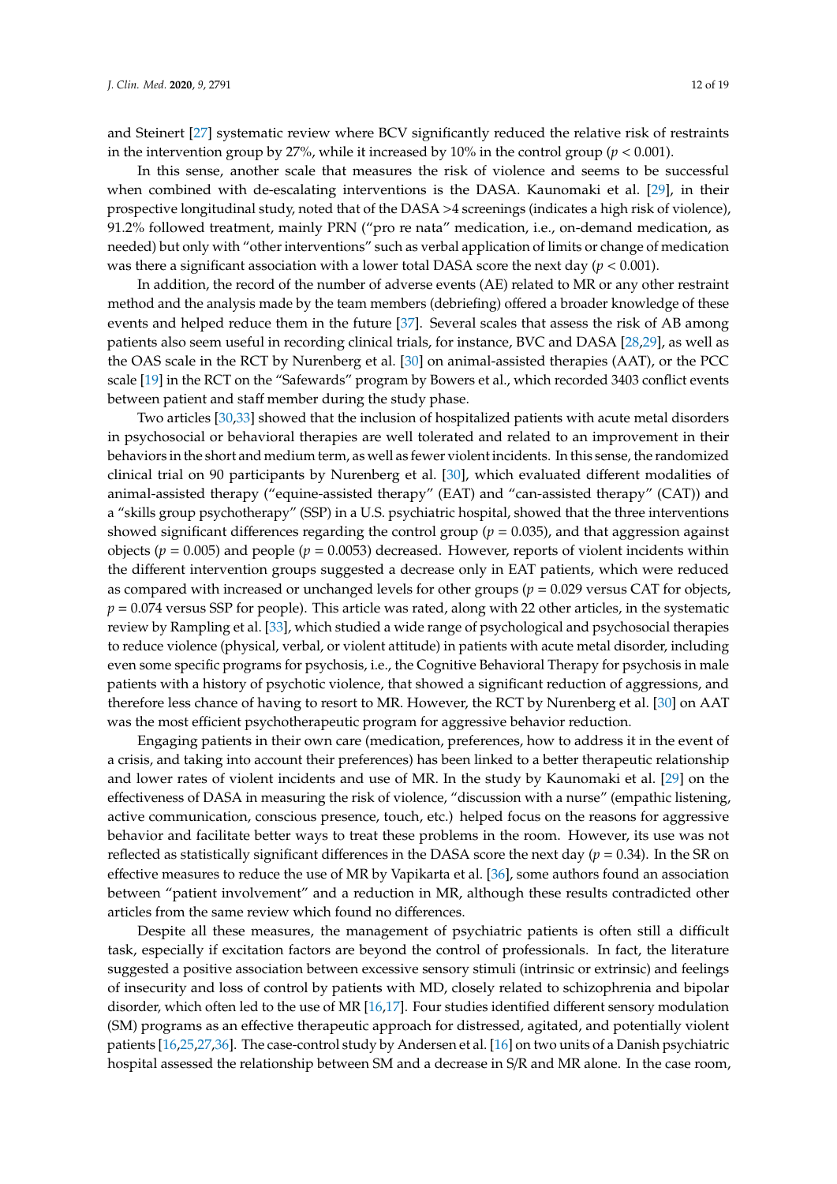and Steinert [27] systematic review where BCV significantly reduced the relative risk of restraints in the intervention group by 27%, while it increased by 10% in the control group ($p < 0.001$).

In this sense, another scale that measures the risk of violence and seems to be successful when combined with de-escalating interventions is the DASA. Kaunomaki et al. [29], in their prospective longitudinal study, noted that of the DASA >4 screenings (indicates a high risk of violence), 91.2% followed treatment, mainly PRN ("pro re nata" medication, i.e., on-demand medication, as needed) but only with "other interventions" such as verbal application of limits or change of medication was there a significant association with a lower total DASA score the next day ($p < 0.001$).

In addition, the record of the number of adverse events (AE) related to MR or any other restraint method and the analysis made by the team members (debriefing) offered a broader knowledge of these events and helped reduce them in the future [37]. Several scales that assess the risk of AB among patients also seem useful in recording clinical trials, for instance, BVC and DASA [28,29], as well as the OAS scale in the RCT by Nurenberg et al. [30] on animal-assisted therapies (AAT), or the PCC scale [19] in the RCT on the "Safewards" program by Bowers et al., which recorded 3403 conflict events between patient and staff member during the study phase.

Two articles [30,33] showed that the inclusion of hospitalized patients with acute metal disorders in psychosocial or behavioral therapies are well tolerated and related to an improvement in their behaviors in the short and medium term, as well as fewer violent incidents. In this sense, the randomized clinical trial on 90 participants by Nurenberg et al. [30], which evaluated different modalities of animal-assisted therapy ("equine-assisted therapy" (EAT) and "can-assisted therapy" (CAT)) and a "skills group psychotherapy" (SSP) in a U.S. psychiatric hospital, showed that the three interventions showed significant differences regarding the control group ($p = 0.035$), and that aggression against objects ($p = 0.005$) and people ($p = 0.0053$) decreased. However, reports of violent incidents within the different intervention groups suggested a decrease only in EAT patients, which were reduced as compared with increased or unchanged levels for other groups ($p = 0.029$ versus CAT for objects, $p = 0.074$ versus SSP for people). This article was rated, along with 22 other articles, in the systematic review by Rampling et al. [33], which studied a wide range of psychological and psychosocial therapies to reduce violence (physical, verbal, or violent attitude) in patients with acute metal disorder, including even some specific programs for psychosis, i.e., the Cognitive Behavioral Therapy for psychosis in male patients with a history of psychotic violence, that showed a significant reduction of aggressions, and therefore less chance of having to resort to MR. However, the RCT by Nurenberg et al. [30] on AAT was the most efficient psychotherapeutic program for aggressive behavior reduction.

Engaging patients in their own care (medication, preferences, how to address it in the event of a crisis, and taking into account their preferences) has been linked to a better therapeutic relationship and lower rates of violent incidents and use of MR. In the study by Kaunomaki et al. [29] on the effectiveness of DASA in measuring the risk of violence, "discussion with a nurse" (empathic listening, active communication, conscious presence, touch, etc.) helped focus on the reasons for aggressive behavior and facilitate better ways to treat these problems in the room. However, its use was not reflected as statistically significant differences in the DASA score the next day ($p = 0.34$). In the SR on effective measures to reduce the use of MR by Vapikarta et al. [36], some authors found an association between "patient involvement" and a reduction in MR, although these results contradicted other articles from the same review which found no differences.

Despite all these measures, the management of psychiatric patients is often still a difficult task, especially if excitation factors are beyond the control of professionals. In fact, the literature suggested a positive association between excessive sensory stimuli (intrinsic or extrinsic) and feelings of insecurity and loss of control by patients with MD, closely related to schizophrenia and bipolar disorder, which often led to the use of MR [16,17]. Four studies identified different sensory modulation (SM) programs as an effective therapeutic approach for distressed, agitated, and potentially violent patients [16,25,27,36]. The case-control study by Andersen et al. [16] on two units of a Danish psychiatric hospital assessed the relationship between SM and a decrease in S/R and MR alone. In the case room,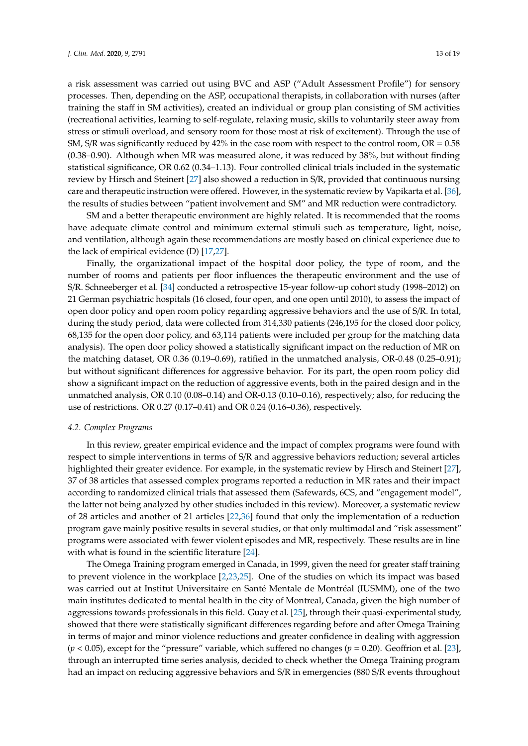a risk assessment was carried out using BVC and ASP ("Adult Assessment Profile") for sensory processes. Then, depending on the ASP, occupational therapists, in collaboration with nurses (after training the staff in SM activities), created an individual or group plan consisting of SM activities (recreational activities, learning to self-regulate, relaxing music, skills to voluntarily steer away from stress or stimuli overload, and sensory room for those most at risk of excitement). Through the use of SM, S/R was significantly reduced by 42% in the case room with respect to the control room, OR = 0.58 (0.38–0.90). Although when MR was measured alone, it was reduced by 38%, but without finding statistical significance, OR 0.62 (0.34–1.13). Four controlled clinical trials included in the systematic review by Hirsch and Steinert [27] also showed a reduction in S/R, provided that continuous nursing care and therapeutic instruction were offered. However, in the systematic review by Vapikarta et al. [36], the results of studies between "patient involvement and SM" and MR reduction were contradictory.

SM and a better therapeutic environment are highly related. It is recommended that the rooms have adequate climate control and minimum external stimuli such as temperature, light, noise, and ventilation, although again these recommendations are mostly based on clinical experience due to the lack of empirical evidence (D) [17,27].

Finally, the organizational impact of the hospital door policy, the type of room, and the number of rooms and patients per floor influences the therapeutic environment and the use of S/R. Schneeberger et al. [34] conducted a retrospective 15-year follow-up cohort study (1998–2012) on 21 German psychiatric hospitals (16 closed, four open, and one open until 2010), to assess the impact of open door policy and open room policy regarding aggressive behaviors and the use of S/R. In total, during the study period, data were collected from 314,330 patients (246,195 for the closed door policy, 68,135 for the open door policy, and 63,114 patients were included per group for the matching data analysis). The open door policy showed a statistically significant impact on the reduction of MR on the matching dataset, OR 0.36 (0.19–0.69), ratified in the unmatched analysis, OR-0.48 (0.25–0.91); but without significant differences for aggressive behavior. For its part, the open room policy did show a significant impact on the reduction of aggressive events, both in the paired design and in the unmatched analysis, OR 0.10 (0.08–0.14) and OR-0.13 (0.10–0.16), respectively; also, for reducing the use of restrictions. OR 0.27 (0.17–0.41) and OR 0.24 (0.16–0.36), respectively.

### *4.2. Complex Programs*

In this review, greater empirical evidence and the impact of complex programs were found with respect to simple interventions in terms of S/R and aggressive behaviors reduction; several articles highlighted their greater evidence. For example, in the systematic review by Hirsch and Steinert [27], 37 of 38 articles that assessed complex programs reported a reduction in MR rates and their impact according to randomized clinical trials that assessed them (Safewards, 6CS, and "engagement model", the latter not being analyzed by other studies included in this review). Moreover, a systematic review of 28 articles and another of 21 articles [22,36] found that only the implementation of a reduction program gave mainly positive results in several studies, or that only multimodal and "risk assessment" programs were associated with fewer violent episodes and MR, respectively. These results are in line with what is found in the scientific literature [24].

The Omega Training program emerged in Canada, in 1999, given the need for greater staff training to prevent violence in the workplace [2,23,25]. One of the studies on which its impact was based was carried out at Institut Universitaire en Santé Mentale de Montréal (IUSMM), one of the two main institutes dedicated to mental health in the city of Montreal, Canada, given the high number of aggressions towards professionals in this field. Guay et al. [25], through their quasi-experimental study, showed that there were statistically significant differences regarding before and after Omega Training in terms of major and minor violence reductions and greater confidence in dealing with aggression ($p < 0.05$), except for the "pressure" variable, which suffered no changes ($p = 0.20$). Geoffrion et al. [23], through an interrupted time series analysis, decided to check whether the Omega Training program had an impact on reducing aggressive behaviors and S/R in emergencies (880 S/R events throughout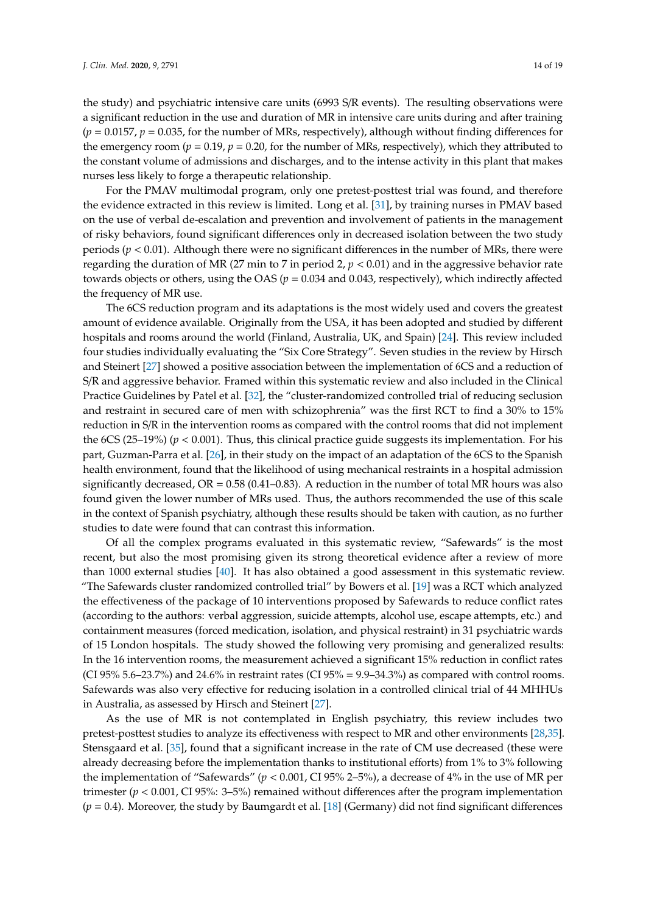the study) and psychiatric intensive care units (6993 S/R events). The resulting observations were a significant reduction in the use and duration of MR in intensive care units during and after training ($p = 0.0157$, $p = 0.035$, for the number of MRs, respectively), although without finding differences for the emergency room ($p = 0.19$, $p = 0.20$, for the number of MRs, respectively), which they attributed to the constant volume of admissions and discharges, and to the intense activity in this plant that makes nurses less likely to forge a therapeutic relationship.

For the PMAV multimodal program, only one pretest-posttest trial was found, and therefore the evidence extracted in this review is limited. Long et al. [31], by training nurses in PMAV based on the use of verbal de-escalation and prevention and involvement of patients in the management of risky behaviors, found significant differences only in decreased isolation between the two study periods ($p < 0.01$). Although there were no significant differences in the number of MRs, there were regarding the duration of MR (27 min to 7 in period 2, $p < 0.01$) and in the aggressive behavior rate towards objects or others, using the OAS ($p = 0.034$ and 0.043, respectively), which indirectly affected the frequency of MR use.

The 6CS reduction program and its adaptations is the most widely used and covers the greatest amount of evidence available. Originally from the USA, it has been adopted and studied by different hospitals and rooms around the world (Finland, Australia, UK, and Spain) [24]. This review included four studies individually evaluating the "Six Core Strategy". Seven studies in the review by Hirsch and Steinert [27] showed a positive association between the implementation of 6CS and a reduction of S/R and aggressive behavior. Framed within this systematic review and also included in the Clinical Practice Guidelines by Patel et al. [32], the "cluster-randomized controlled trial of reducing seclusion and restraint in secured care of men with schizophrenia" was the first RCT to find a 30% to 15% reduction in S/R in the intervention rooms as compared with the control rooms that did not implement the 6CS (25–19%) ($p < 0.001$). Thus, this clinical practice guide suggests its implementation. For his part, Guzman-Parra et al. [26], in their study on the impact of an adaptation of the 6CS to the Spanish health environment, found that the likelihood of using mechanical restraints in a hospital admission significantly decreased, OR = 0.58 (0.41–0.83). A reduction in the number of total MR hours was also found given the lower number of MRs used. Thus, the authors recommended the use of this scale in the context of Spanish psychiatry, although these results should be taken with caution, as no further studies to date were found that can contrast this information.

Of all the complex programs evaluated in this systematic review, "Safewards" is the most recent, but also the most promising given its strong theoretical evidence after a review of more than 1000 external studies [40]. It has also obtained a good assessment in this systematic review. "The Safewards cluster randomized controlled trial" by Bowers et al. [19] was a RCT which analyzed the effectiveness of the package of 10 interventions proposed by Safewards to reduce conflict rates (according to the authors: verbal aggression, suicide attempts, alcohol use, escape attempts, etc.) and containment measures (forced medication, isolation, and physical restraint) in 31 psychiatric wards of 15 London hospitals. The study showed the following very promising and generalized results: In the 16 intervention rooms, the measurement achieved a significant 15% reduction in conflict rates (CI 95% 5.6–23.7%) and 24.6% in restraint rates (CI 95% = 9.9–34.3%) as compared with control rooms. Safewards was also very effective for reducing isolation in a controlled clinical trial of 44 MHHUs in Australia, as assessed by Hirsch and Steinert [27].

As the use of MR is not contemplated in English psychiatry, this review includes two pretest-posttest studies to analyze its effectiveness with respect to MR and other environments [28,35]. Stensgaard et al. [35], found that a significant increase in the rate of CM use decreased (these were already decreasing before the implementation thanks to institutional efforts) from 1% to 3% following the implementation of "Safewards" ($p < 0.001$, CI 95% 2–5%), a decrease of 4% in the use of MR per trimester ($p < 0.001$, CI 95%: 3–5%) remained without differences after the program implementation ($p = 0.4$). Moreover, the study by Baumgardt et al. [18] (Germany) did not find significant differences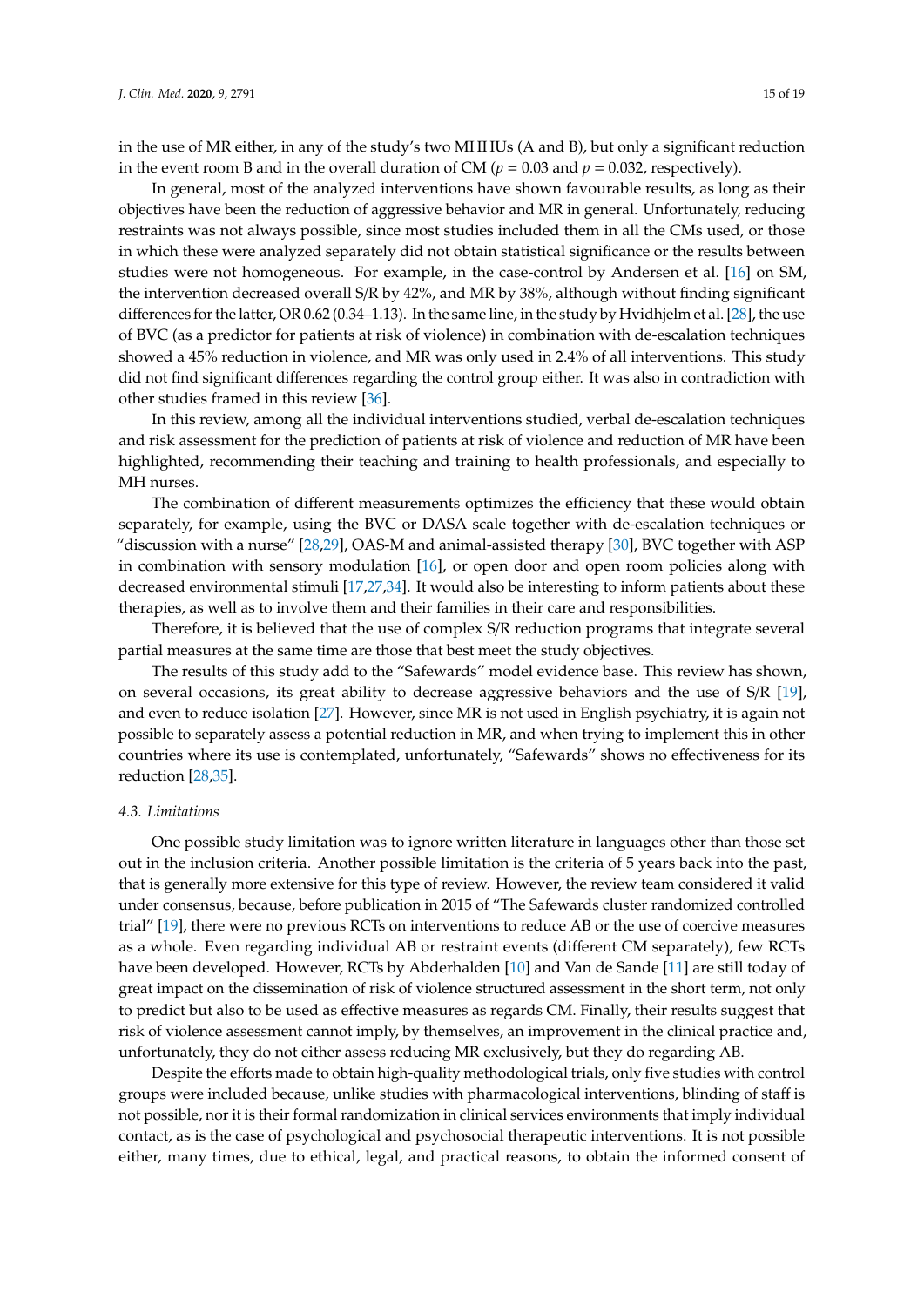in the use of MR either, in any of the study's two MHHUs (A and B), but only a significant reduction in the event room B and in the overall duration of CM ($p = 0.03$ and $p = 0.032$, respectively).

In general, most of the analyzed interventions have shown favourable results, as long as their objectives have been the reduction of aggressive behavior and MR in general. Unfortunately, reducing restraints was not always possible, since most studies included them in all the CMs used, or those in which these were analyzed separately did not obtain statistical significance or the results between studies were not homogeneous. For example, in the case-control by Andersen et al. [16] on SM, the intervention decreased overall S/R by 42%, and MR by 38%, although without finding significant differences for the latter, OR 0.62 (0.34–1.13). In the same line, in the study by Hvidhjelm et al. [28], the use of BVC (as a predictor for patients at risk of violence) in combination with de-escalation techniques showed a 45% reduction in violence, and MR was only used in 2.4% of all interventions. This study did not find significant differences regarding the control group either. It was also in contradiction with other studies framed in this review [36].

In this review, among all the individual interventions studied, verbal de-escalation techniques and risk assessment for the prediction of patients at risk of violence and reduction of MR have been highlighted, recommending their teaching and training to health professionals, and especially to MH nurses.

The combination of different measurements optimizes the efficiency that these would obtain separately, for example, using the BVC or DASA scale together with de-escalation techniques or "discussion with a nurse" [28,29], OAS-M and animal-assisted therapy [30], BVC together with ASP in combination with sensory modulation [16], or open door and open room policies along with decreased environmental stimuli [17,27,34]. It would also be interesting to inform patients about these therapies, as well as to involve them and their families in their care and responsibilities.

Therefore, it is believed that the use of complex S/R reduction programs that integrate several partial measures at the same time are those that best meet the study objectives.

The results of this study add to the "Safewards" model evidence base. This review has shown, on several occasions, its great ability to decrease aggressive behaviors and the use of S/R [19], and even to reduce isolation [27]. However, since MR is not used in English psychiatry, it is again not possible to separately assess a potential reduction in MR, and when trying to implement this in other countries where its use is contemplated, unfortunately, "Safewards" shows no effectiveness for its reduction [28,35].

### *4.3. Limitations*

One possible study limitation was to ignore written literature in languages other than those set out in the inclusion criteria. Another possible limitation is the criteria of 5 years back into the past, that is generally more extensive for this type of review. However, the review team considered it valid under consensus, because, before publication in 2015 of "The Safewards cluster randomized controlled trial" [19], there were no previous RCTs on interventions to reduce AB or the use of coercive measures as a whole. Even regarding individual AB or restraint events (different CM separately), few RCTs have been developed. However, RCTs by Abderhalden [10] and Van de Sande [11] are still today of great impact on the dissemination of risk of violence structured assessment in the short term, not only to predict but also to be used as effective measures as regards CM. Finally, their results suggest that risk of violence assessment cannot imply, by themselves, an improvement in the clinical practice and, unfortunately, they do not either assess reducing MR exclusively, but they do regarding AB.

Despite the efforts made to obtain high-quality methodological trials, only five studies with control groups were included because, unlike studies with pharmacological interventions, blinding of staff is not possible, nor it is their formal randomization in clinical services environments that imply individual contact, as is the case of psychological and psychosocial therapeutic interventions. It is not possible either, many times, due to ethical, legal, and practical reasons, to obtain the informed consent of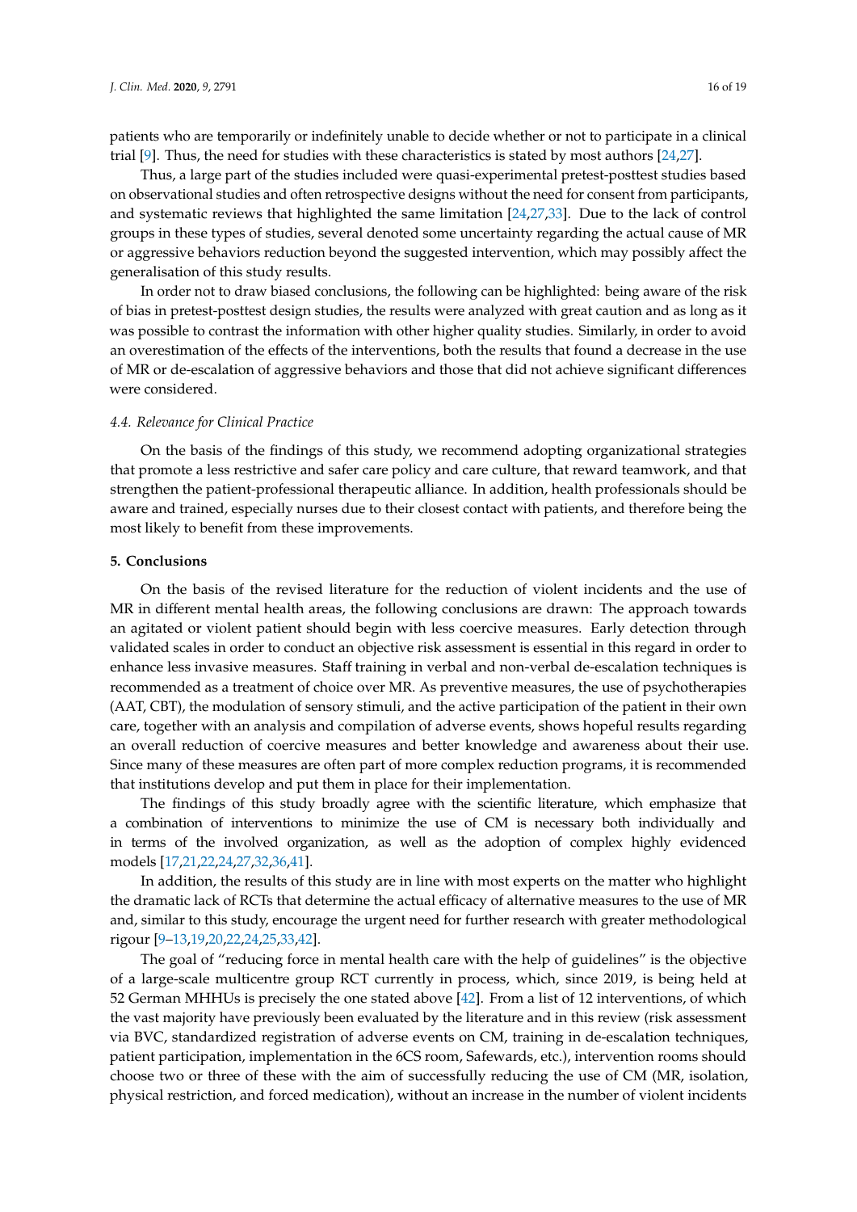patients who are temporarily or indefinitely unable to decide whether or not to participate in a clinical trial [9]. Thus, the need for studies with these characteristics is stated by most authors [24,27].

Thus, a large part of the studies included were quasi-experimental pretest-posttest studies based on observational studies and often retrospective designs without the need for consent from participants, and systematic reviews that highlighted the same limitation [24,27,33]. Due to the lack of control groups in these types of studies, several denoted some uncertainty regarding the actual cause of MR or aggressive behaviors reduction beyond the suggested intervention, which may possibly affect the generalisation of this study results.

In order not to draw biased conclusions, the following can be highlighted: being aware of the risk of bias in pretest-posttest design studies, the results were analyzed with great caution and as long as it was possible to contrast the information with other higher quality studies. Similarly, in order to avoid an overestimation of the effects of the interventions, both the results that found a decrease in the use of MR or de-escalation of aggressive behaviors and those that did not achieve significant differences were considered.

### *4.4. Relevance for Clinical Practice*

On the basis of the findings of this study, we recommend adopting organizational strategies that promote a less restrictive and safer care policy and care culture, that reward teamwork, and that strengthen the patient-professional therapeutic alliance. In addition, health professionals should be aware and trained, especially nurses due to their closest contact with patients, and therefore being the most likely to benefit from these improvements.

## **5. Conclusions**

On the basis of the revised literature for the reduction of violent incidents and the use of MR in different mental health areas, the following conclusions are drawn: The approach towards an agitated or violent patient should begin with less coercive measures. Early detection through validated scales in order to conduct an objective risk assessment is essential in this regard in order to enhance less invasive measures. Staff training in verbal and non-verbal de-escalation techniques is recommended as a treatment of choice over MR. As preventive measures, the use of psychotherapies (AAT, CBT), the modulation of sensory stimuli, and the active participation of the patient in their own care, together with an analysis and compilation of adverse events, shows hopeful results regarding an overall reduction of coercive measures and better knowledge and awareness about their use. Since many of these measures are often part of more complex reduction programs, it is recommended that institutions develop and put them in place for their implementation.

The findings of this study broadly agree with the scientific literature, which emphasize that a combination of interventions to minimize the use of CM is necessary both individually and in terms of the involved organization, as well as the adoption of complex highly evidenced models [17,21,22,24,27,32,36,41].

In addition, the results of this study are in line with most experts on the matter who highlight the dramatic lack of RCTs that determine the actual efficacy of alternative measures to the use of MR and, similar to this study, encourage the urgent need for further research with greater methodological rigour [9–13,19,20,22,24,25,33,42].

The goal of "reducing force in mental health care with the help of guidelines" is the objective of a large-scale multicentre group RCT currently in process, which, since 2019, is being held at 52 German MHHUs is precisely the one stated above [42]. From a list of 12 interventions, of which the vast majority have previously been evaluated by the literature and in this review (risk assessment via BVC, standardized registration of adverse events on CM, training in de-escalation techniques, patient participation, implementation in the 6CS room, Safewards, etc.), intervention rooms should choose two or three of these with the aim of successfully reducing the use of CM (MR, isolation, physical restriction, and forced medication), without an increase in the number of violent incidents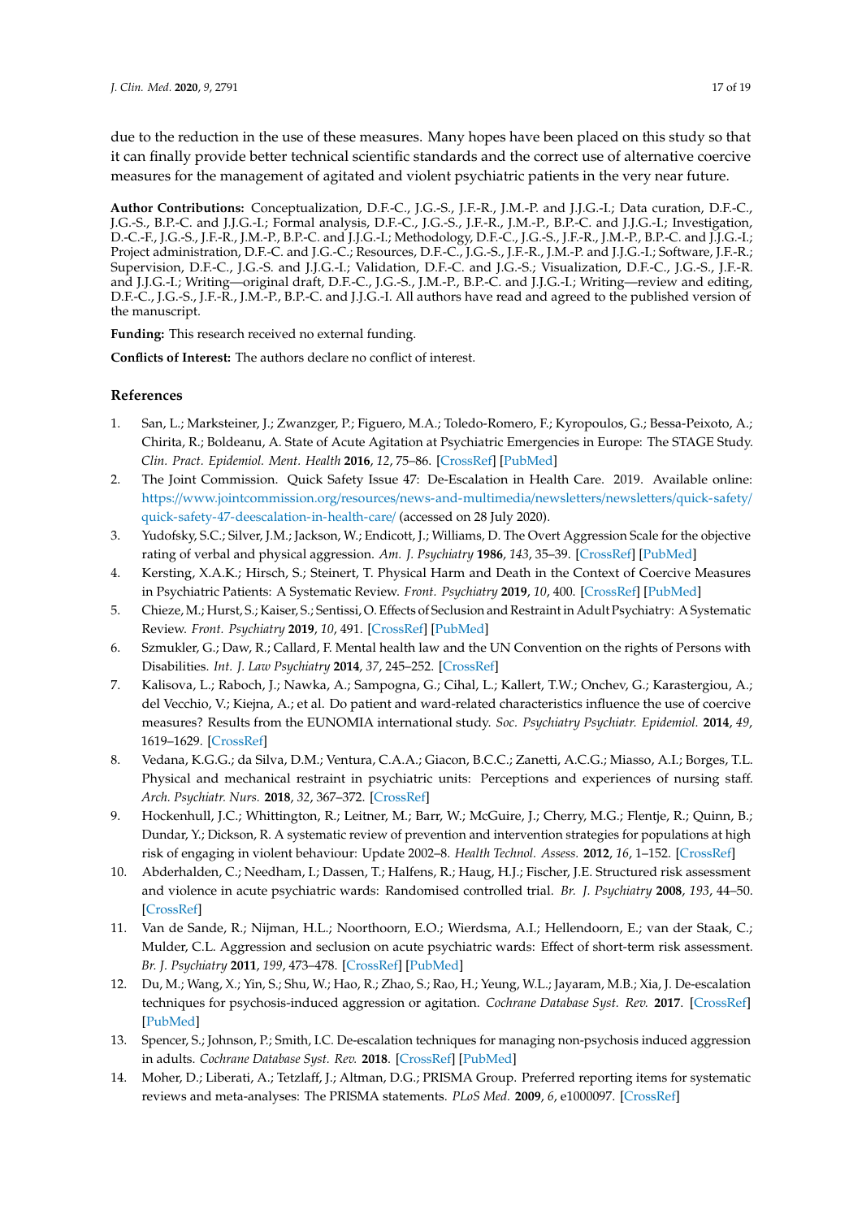due to the reduction in the use of these measures. Many hopes have been placed on this study so that it can finally provide better technical scientific standards and the correct use of alternative coercive measures for the management of agitated and violent psychiatric patients in the very near future.

**Author Contributions:** Conceptualization, D.F.-C., J.G.-S., J.F.-R., J.M.-P. and J.J.G.-I.; Data curation, D.F.-C., J.G.-S., B.P.-C. and J.J.G.-I.; Formal analysis, D.F.-C., J.G.-S., J.F.-R., J.M.-P., B.P.-C. and J.J.G.-I.; Investigation, D.-C.-F., J.G.-S., J.F.-R., J.M.-P., B.P.-C. and J.J.G.-I.; Methodology, D.F.-C., J.G.-S., J.F.-R., J.M.-P., B.P.-C. and J.J.G.-I.; Project administration, D.F.-C. and J.G.-C.; Resources, D.F.-C., J.G.-S., J.F.-R., J.M.-P. and J.J.G.-I.; Software, J.F.-R.; Supervision, D.F.-C., J.G.-S. and J.J.G.-I.; Validation, D.F.-C. and J.G.-S.; Visualization, D.F.-C., J.G.-S., J.F.-R. and J.J.G.-I.; Writing—original draft, D.F.-C., J.G.-S., J.M.-P., B.P.-C. and J.J.G.-I.; Writing—review and editing, D.F.-C., J.G.-S., J.F.-R., J.M.-P., B.P.-C. and J.J.G.-I. All authors have read and agreed to the published version of the manuscript.

**Funding:** This research received no external funding.

**Conflicts of Interest:** The authors declare no conflict of interest.

## References

1. San, L.; Marksteiner, J.; Zwanzger, P.; Figuero, M.A.; Toledo-Romero, F.; Kyropoulos, G.; Bessa-Peixoto, A.; Chirita, R.; Boldeanu, A. State of Acute Agitation at Psychiatric Emergencies in Europe: The STAGE Study. *Clin. Pract. Epidemiol. Ment. Health* **2016**, *12*, 75–86. [CrossRef] [PubMed]
2. The Joint Commission. Quick Safety Issue 47: De-Escalation in Health Care. 2019. Available online: https://www.jointcommission.org/resources/news-and-multimedia/newsletters/newsletters/quick-safety/quick-safety-47-deescalation-in-health-care/ (accessed on 28 July 2020).
3. Yudofsky, S.C.; Silver, J.M.; Jackson, W.; Endicott, J.; Williams, D. The Overt Aggression Scale for the objective rating of verbal and physical aggression. *Am. J. Psychiatry* **1986**, *143*, 35–39. [CrossRef] [PubMed]
4. Kersting, X.A.K.; Hirsch, S.; Steinert, T. Physical Harm and Death in the Context of Coercive Measures in Psychiatric Patients: A Systematic Review. *Front. Psychiatry* **2019**, *10*, 400. [CrossRef] [PubMed]
5. Chieze, M.; Hurst, S.; Kaiser, S.; Sentissi, O. Effects of Seclusion and Restraint in Adult Psychiatry: A Systematic Review. *Front. Psychiatry* **2019**, *10*, 491. [CrossRef] [PubMed]
6. Szmukler, G.; Daw, R.; Callard, F. Mental health law and the UN Convention on the rights of Persons with Disabilities. *Int. J. Law Psychiatry* **2014**, *37*, 245–252. [CrossRef]
7. Kalisova, L.; Raboch, J.; Nawka, A.; Sampogna, G.; Cihal, L.; Kallert, T.W.; Onchev, G.; Karastergiou, A.; del Vecchio, V.; Kiejna, A.; et al. Do patient and ward-related characteristics influence the use of coercive measures? Results from the EUNOMIA international study. *Soc. Psychiatry Psychiatr. Epidemiol.* **2014**, *49*, 1619–1629. [CrossRef]
8. Vedana, K.G.G.; da Silva, D.M.; Ventura, C.A.A.; Giacon, B.C.C.; Zanetti, A.C.G.; Miasso, A.I.; Borges, T.L. Physical and mechanical restraint in psychiatric units: Perceptions and experiences of nursing staff. *Arch. Psychiatr. Nurs.* **2018**, *32*, 367–372. [CrossRef]
9. Hockenhull, J.C.; Whittington, R.; Leitner, M.; Barr, W.; McGuire, J.; Cherry, M.G.; Flentje, R.; Quinn, B.; Dundar, Y.; Dickson, R. A systematic review of prevention and intervention strategies for populations at high risk of engaging in violent behaviour: Update 2002–8. *Health Technol. Assess.* **2012**, *16*, 1–152. [CrossRef]
10. Abderhalden, C.; Needham, I.; Dassen, T.; Halfens, R.; Haug, H.J.; Fischer, J.E. Structured risk assessment and violence in acute psychiatric wards: Randomised controlled trial. *Br. J. Psychiatry* **2008**, *193*, 44–50. [CrossRef]
11. Van de Sande, R.; Nijman, H.L.; Noorthoorn, E.O.; Wierdsma, A.I.; Hellendoorn, E.; van der Staak, C.; Mulder, C.L. Aggression and seclusion on acute psychiatric wards: Effect of short-term risk assessment. *Br. J. Psychiatry* **2011**, *199*, 473–478. [CrossRef] [PubMed]
12. Du, M.; Wang, X.; Yin, S.; Shu, W.; Hao, R.; Zhao, S.; Rao, H.; Yeung, W.L.; Jayaram, M.B.; Xia, J. De-escalation techniques for psychosis-induced aggression or agitation. *Cochrane Database Syst. Rev.* **2017**. [CrossRef] [PubMed]
13. Spencer, S.; Johnson, P.; Smith, I.C. De-escalation techniques for managing non-psychosis induced aggression in adults. *Cochrane Database Syst. Rev.* **2018**. [CrossRef] [PubMed]
14. Moher, D.; Liberati, A.; Tetzlaff, J.; Altman, D.G.; PRISMA Group. Preferred reporting items for systematic reviews and meta-analyses: The PRISMA statements. *PLoS Med.* **2009**, *6*, e1000097. [CrossRef]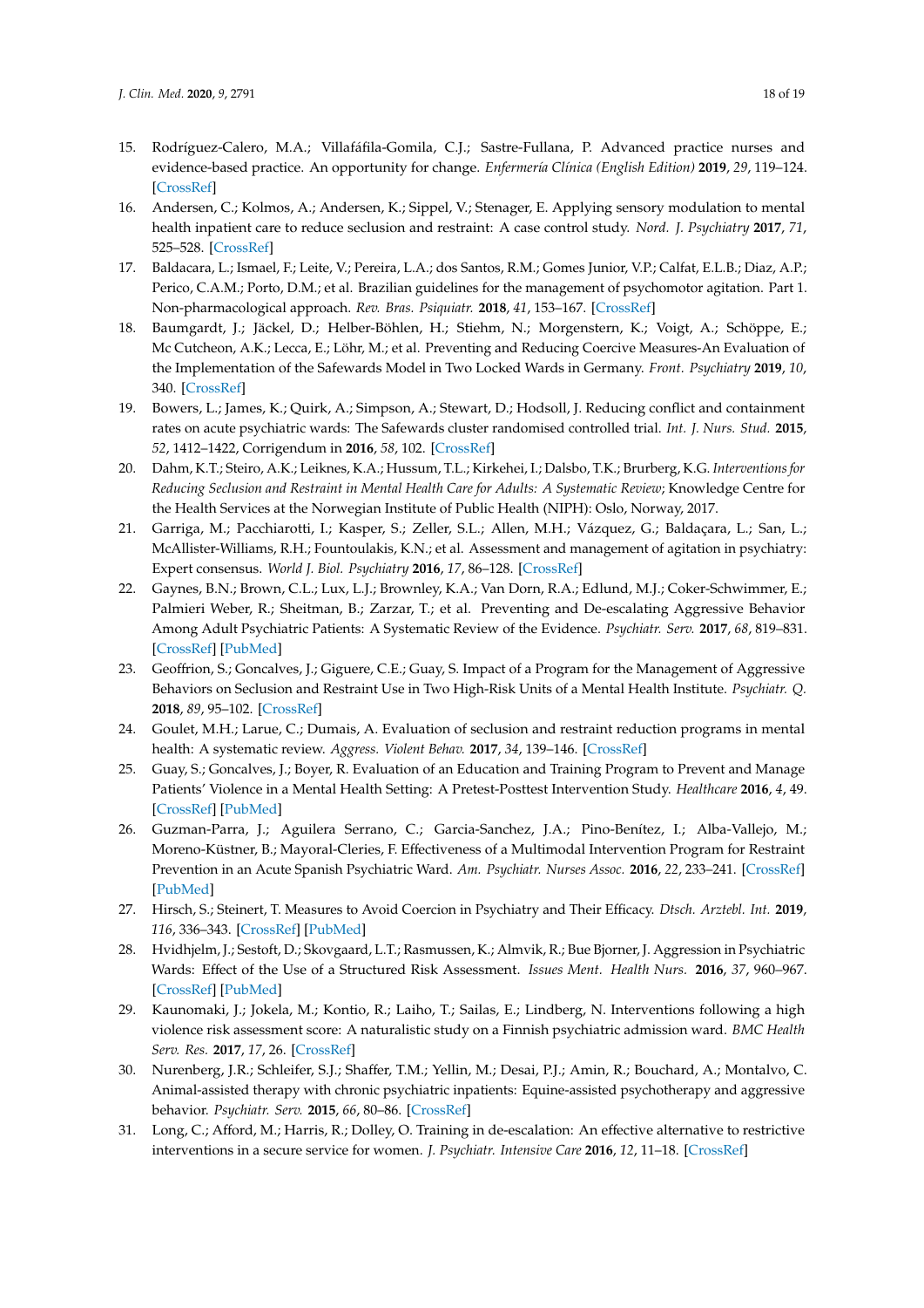15. Rodríguez-Calero, M.A.; Villafáfila-Gomila, C.J.; Sastre-Fullana, P. Advanced practice nurses and evidence-based practice. An opportunity for change. *Enfermería Clínica (English Edition)* **2019**, *29*, 119–124. [CrossRef]
16. Andersen, C.; Kolmos, A.; Andersen, K.; Sippel, V.; Stenager, E. Applying sensory modulation to mental health inpatient care to reduce seclusion and restraint: A case control study. *Nord. J. Psychiatry* **2017**, *71*, 525–528. [CrossRef]
17. Baldacara, L.; Ismael, F.; Leite, V.; Pereira, L.A.; dos Santos, R.M.; Gomes Junior, V.P.; Calfat, E.L.B.; Diaz, A.P.; Perico, C.A.M.; Porto, D.M.; et al. Brazilian guidelines for the management of psychomotor agitation. Part 1. Non-pharmacological approach. *Rev. Bras. Psiquiatr.* **2018**, *41*, 153–167. [CrossRef]
18. Baumgardt, J.; Jäckel, D.; Helber-Böhlen, H.; Stiehm, N.; Morgenstern, K.; Voigt, A.; Schöppe, E.; Mc Cutcheon, A.K.; Lecca, E.; Löhr, M.; et al. Preventing and Reducing Coercive Measures-An Evaluation of the Implementation of the Safewards Model in Two Locked Wards in Germany. *Front. Psychiatry* **2019**, *10*, 340. [CrossRef]
19. Bowers, L.; James, K.; Quirk, A.; Simpson, A.; Stewart, D.; Hodsoll, J. Reducing conflict and containment rates on acute psychiatric wards: The Safewards cluster randomised controlled trial. *Int. J. Nurs. Stud.* **2015**, *52*, 1412–1422, Corrigendum in **2016**, *58*, 102. [CrossRef]
20. Dahm, K.T.; Steiro, A.K.; Leiknes, K.A.; Hussum, T.L.; Kirkehei, I.; Dalsbo, T.K.; Brurberg, K.G. *Interventions for Reducing Seclusion and Restraint in Mental Health Care for Adults: A Systematic Review*; Knowledge Centre for the Health Services at the Norwegian Institute of Public Health (NIPH): Oslo, Norway, 2017.
21. Garriga, M.; Pacchiarotti, I.; Kasper, S.; Zeller, S.L.; Allen, M.H.; Vázquez, G.; Baldaçara, L.; San, L.; McAllister-Williams, R.H.; Fountoulakis, K.N.; et al. Assessment and management of agitation in psychiatry: Expert consensus. *World J. Biol. Psychiatry* **2016**, *17*, 86–128. [CrossRef]
22. Gaynes, B.N.; Brown, C.L.; Lux, L.J.; Brownley, K.A.; Van Dorn, R.A.; Edlund, M.J.; Coker-Schwimmer, E.; Palmieri Weber, R.; Sheitman, B.; Zarzar, T.; et al. Preventing and De-escalating Aggressive Behavior Among Adult Psychiatric Patients: A Systematic Review of the Evidence. *Psychiatr. Serv.* **2017**, *68*, 819–831. [CrossRef] [PubMed]
23. Geoffrion, S.; Goncalves, J.; Giguere, C.E.; Guay, S. Impact of a Program for the Management of Aggressive Behaviors on Seclusion and Restraint Use in Two High-Risk Units of a Mental Health Institute. *Psychiatr. Q.* **2018**, *89*, 95–102. [CrossRef]
24. Goulet, M.H.; Larue, C.; Dumais, A. Evaluation of seclusion and restraint reduction programs in mental health: A systematic review. *Aggress. Violent Behav.* **2017**, *34*, 139–146. [CrossRef]
25. Guay, S.; Goncalves, J.; Boyer, R. Evaluation of an Education and Training Program to Prevent and Manage Patients' Violence in a Mental Health Setting: A Pretest-Posttest Intervention Study. *Healthcare* **2016**, *4*, 49. [CrossRef] [PubMed]
26. Guzman-Parra, J.; Aguilera Serrano, C.; Garcia-Sanchez, J.A.; Pino-Benítez, I.; Alba-Vallejo, M.; Moreno-Küstner, B.; Mayoral-Cleries, F. Effectiveness of a Multimodal Intervention Program for Restraint Prevention in an Acute Spanish Psychiatric Ward. *Am. Psychiatr. Nurses Assoc.* **2016**, *22*, 233–241. [CrossRef] [PubMed]
27. Hirsch, S.; Steinert, T. Measures to Avoid Coercion in Psychiatry and Their Efficacy. *Dtsch. Arztebl. Int.* **2019**, *116*, 336–343. [CrossRef] [PubMed]
28. Hvidhjelm, J.; Sestoft, D.; Skovgaard, L.T.; Rasmussen, K.; Almvik, R.; Bue Bjorner, J. Aggression in Psychiatric Wards: Effect of the Use of a Structured Risk Assessment. *Issues Ment. Health Nurs.* **2016**, *37*, 960–967. [CrossRef] [PubMed]
29. Kaunomaki, J.; Jokela, M.; Kontio, R.; Laiho, T.; Sailas, E.; Lindberg, N. Interventions following a high violence risk assessment score: A naturalistic study on a Finnish psychiatric admission ward. *BMC Health Serv. Res.* **2017**, *17*, 26. [CrossRef]
30. Nurenberg, J.R.; Schleifer, S.J.; Shaffer, T.M.; Yellin, M.; Desai, P.J.; Amin, R.; Bouchard, A.; Montalvo, C. Animal-assisted therapy with chronic psychiatric inpatients: Equine-assisted psychotherapy and aggressive behavior. *Psychiatr. Serv.* **2015**, *66*, 80–86. [CrossRef]
31. Long, C.; Afford, M.; Harris, R.; Dolley, O. Training in de-escalation: An effective alternative to restrictive interventions in a secure service for women. *J. Psychiatr. Intensive Care* **2016**, *12*, 11–18. [CrossRef]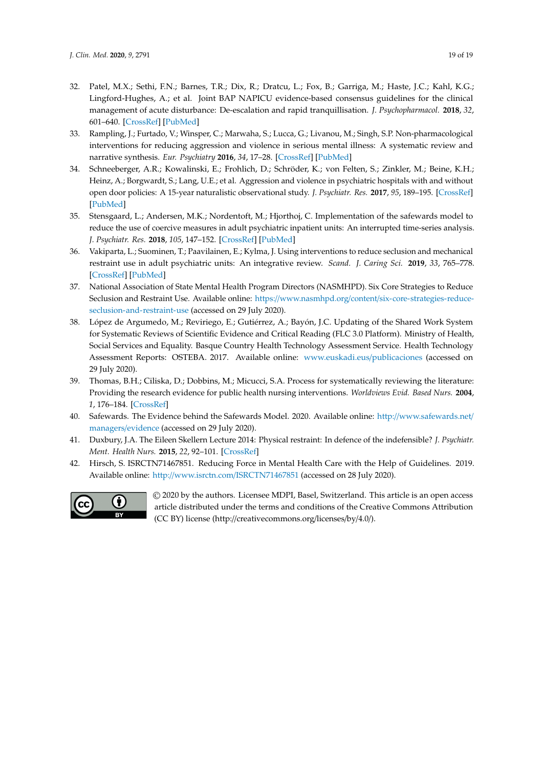32. Patel, M.X.; Sethi, F.N.; Barnes, T.R.; Dix, R.; Dratcu, L.; Fox, B.; Garriga, M.; Haste, J.C.; Kahl, K.G.; Lingford-Hughes, A.; et al. Joint BAP NAPICU evidence-based consensus guidelines for the clinical management of acute disturbance: De-escalation and rapid tranquillisation. *J. Psychopharmacol.* **2018**, *32*, 601–640. [CrossRef] [PubMed]
33. Rampling, J.; Furtado, V.; Winsper, C.; Marwaha, S.; Lucca, G.; Livanou, M.; Singh, S.P. Non-pharmacological interventions for reducing aggression and violence in serious mental illness: A systematic review and narrative synthesis. *Eur. Psychiatry* **2016**, *34*, 17–28. [CrossRef] [PubMed]
34. Schneeberger, A.R.; Kowalinski, E.; Frohlich, D.; Schröder, K.; von Felten, S.; Zinkler, M.; Beine, K.H.; Heinz, A.; Borgwardt, S.; Lang, U.E.; et al. Aggression and violence in psychiatric hospitals with and without open door policies: A 15-year naturalistic observational study. *J. Psychiatr. Res.* **2017**, *95*, 189–195. [CrossRef] [PubMed]
35. Stensgaard, L.; Andersen, M.K.; Nordentoft, M.; Hjorthoj, C. Implementation of the safewards model to reduce the use of coercive measures in adult psychiatric inpatient units: An interrupted time-series analysis. *J. Psychiatr. Res.* **2018**, *105*, 147–152. [CrossRef] [PubMed]
36. Vakiparta, L.; Suominen, T.; Paavilainen, E.; Kylma, J. Using interventions to reduce seclusion and mechanical restraint use in adult psychiatric units: An integrative review. *Scand. J. Caring Sci.* **2019**, *33*, 765–778. [CrossRef] [PubMed]
37. National Association of State Mental Health Program Directors (NASMHPD). Six Core Strategies to Reduce Seclusion and Restraint Use. Available online: https://www.nasmhpd.org/content/six-core-strategies-reduce-seclusion-and-restraint-use (accessed on 29 July 2020).
38. López de Argumedo, M.; Reviriego, E.; Gutiérrez, A.; Bayón, J.C. Updating of the Shared Work System for Systematic Reviews of Scientific Evidence and Critical Reading (FLC 3.0 Platform). Ministry of Health, Social Services and Equality. Basque Country Health Technology Assessment Service. Health Technology Assessment Reports: OSTEBA. 2017. Available online: www.euskadi.eus/publicaciones (accessed on 29 July 2020).
39. Thomas, B.H.; Ciliska, D.; Dobbins, M.; Micucci, S.A. Process for systematically reviewing the literature: Providing the research evidence for public health nursing interventions. *Worldviews Evid. Based Nurs.* **2004**, *1*, 176–184. [CrossRef]
40. Safewards. The Evidence behind the Safewards Model. 2020. Available online: http://www.safewards.net/managers/evidence (accessed on 29 July 2020).
41. Duxbury, J.A. The Eileen Skellern Lecture 2014: Physical restraint: In defence of the indefensible? *J. Psychiatr. Ment. Health Nurs.* **2015**, *22*, 92–101. [CrossRef]
42. Hirsch, S. ISRCTN71467851. Reducing Force in Mental Health Care with the Help of Guidelines. 2019. Available online: http://www.isrctn.com/ISRCTN71467851 (accessed on 28 July 2020).

© 2020 by the authors. Licensee MDPI, Basel, Switzerland. This article is an open access article distributed under the terms and conditions of the Creative Commons Attribution (CC BY) license (http://creativecommons.org/licenses/by/4.0/).